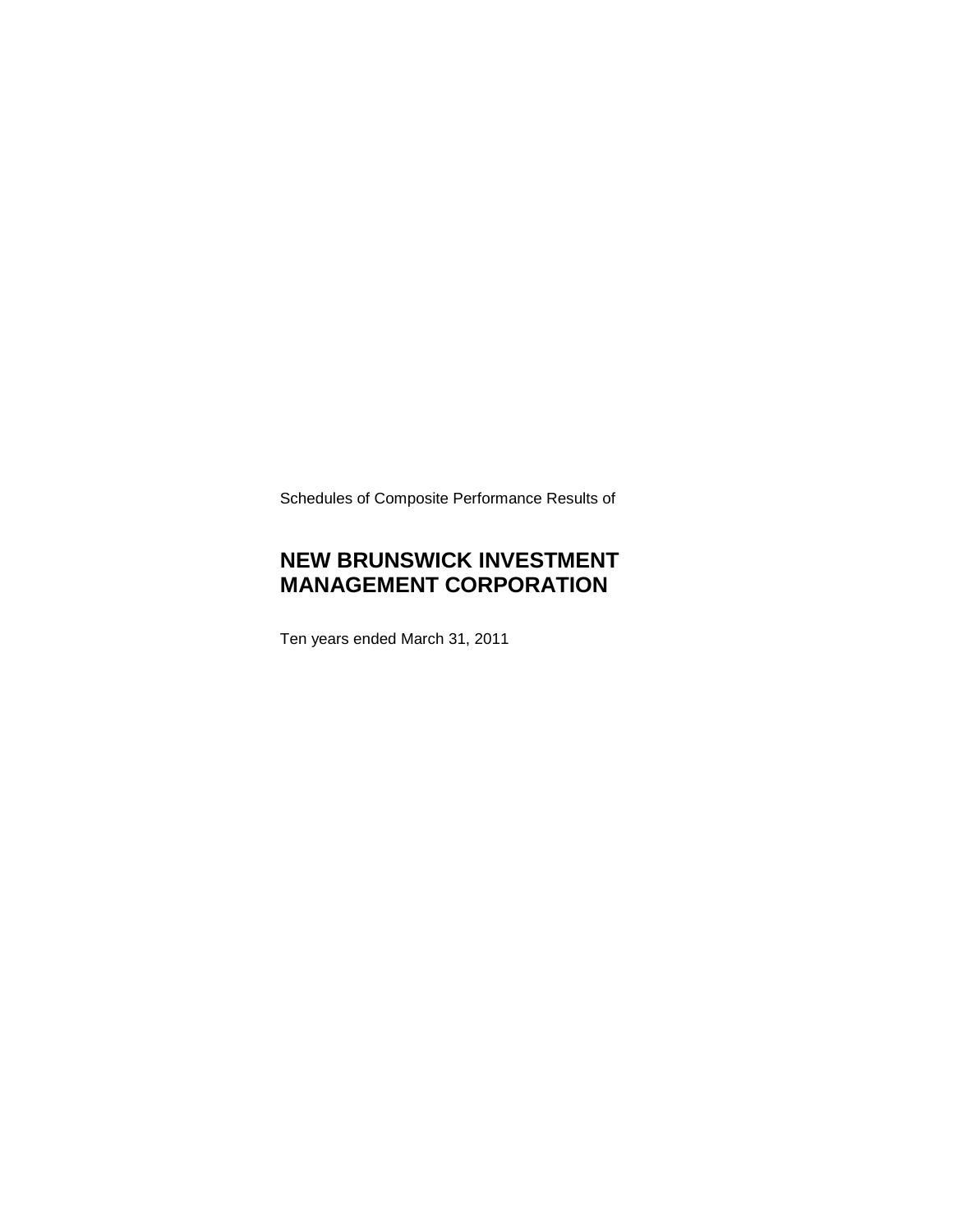Schedules of Composite Performance Results of

# NEW BRUNSWICK INVESTMENT MANAGEMENT CORPORATION

Ten years ended March 31, 2011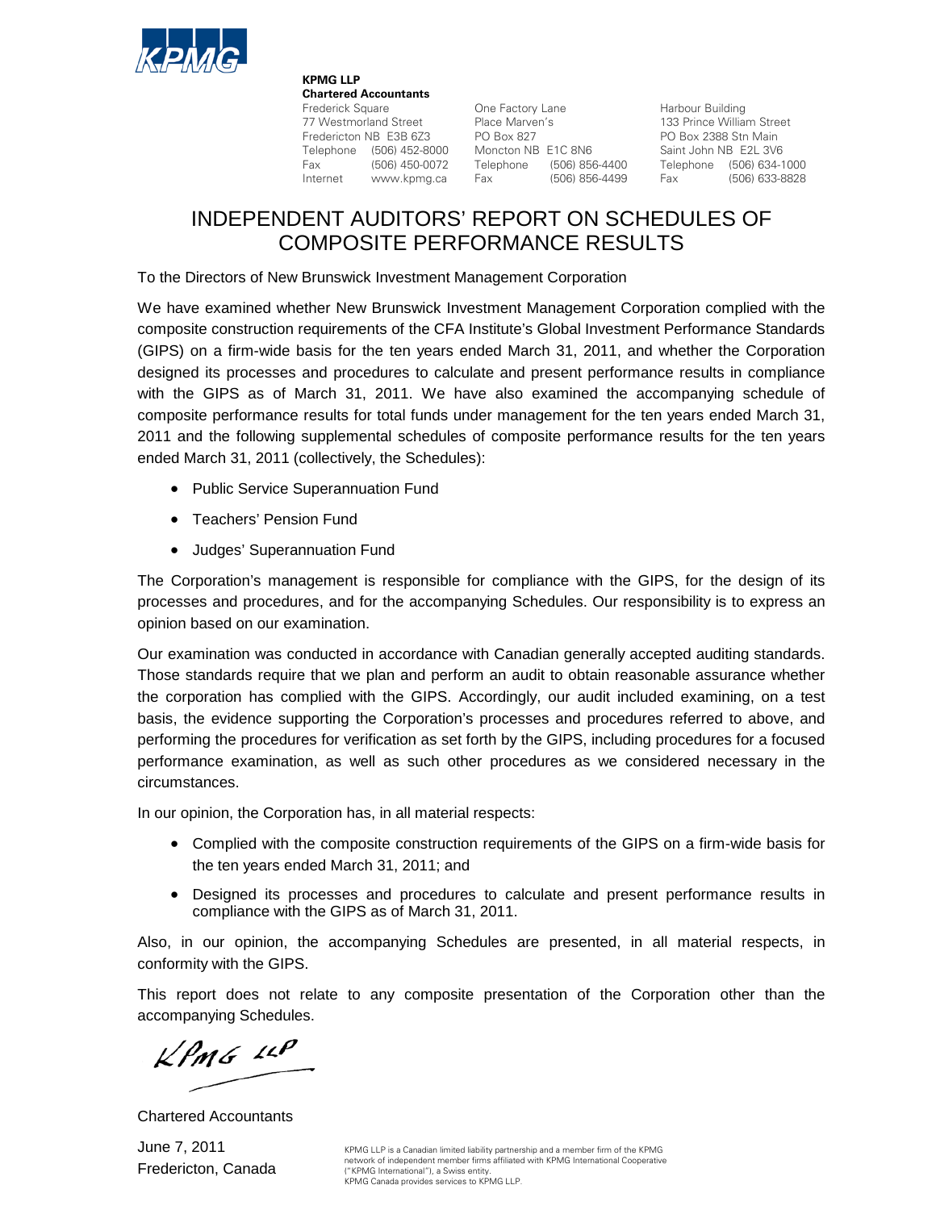KPMG

**KPMG LLP**
**Chartered Accountants**

Frederick Square
77 Westmorland Street
Fredericton NB E3B 6Z3
Telephone (506) 452-8000
Fax (506) 450-0072
Internet www.kpmg.ca

One Factory Lane
Place Marven's
PO Box 827
Moncton NB E1C 8N6
Telephone (506) 856-4400
Fax (506) 856-4499

Harbour Building
133 Prince William Street
PO Box 2388 Stn Main
Saint John NB E2L 3V6
Telephone (506) 634-1000
Fax (506) 633-8828

# INDEPENDENT AUDITORS' REPORT ON SCHEDULES OF COMPOSITE PERFORMANCE RESULTS

To the Directors of New Brunswick Investment Management Corporation

We have examined whether New Brunswick Investment Management Corporation complied with the composite construction requirements of the CFA Institute's Global Investment Performance Standards (GIPS) on a firm-wide basis for the ten years ended March 31, 2011, and whether the Corporation designed its processes and procedures to calculate and present performance results in compliance with the GIPS as of March 31, 2011. We have also examined the accompanying schedule of composite performance results for total funds under management for the ten years ended March 31, 2011 and the following supplemental schedules of composite performance results for the ten years ended March 31, 2011 (collectively, the Schedules):

- Public Service Superannuation Fund
- Teachers' Pension Fund
- Judges' Superannuation Fund

The Corporation's management is responsible for compliance with the GIPS, for the design of its processes and procedures, and for the accompanying Schedules. Our responsibility is to express an opinion based on our examination.

Our examination was conducted in accordance with Canadian generally accepted auditing standards. Those standards require that we plan and perform an audit to obtain reasonable assurance whether the corporation has complied with the GIPS. Accordingly, our audit included examining, on a test basis, the evidence supporting the Corporation's processes and procedures referred to above, and performing the procedures for verification as set forth by the GIPS, including procedures for a focused performance examination, as well as such other procedures as we considered necessary in the circumstances.

In our opinion, the Corporation has, in all material respects:

- Complied with the composite construction requirements of the GIPS on a firm-wide basis for the ten years ended March 31, 2011; and
- Designed its processes and procedures to calculate and present performance results in compliance with the GIPS as of March 31, 2011.

Also, in our opinion, the accompanying Schedules are presented, in all material respects, in conformity with the GIPS.

This report does not relate to any composite presentation of the Corporation other than the accompanying Schedules.

KPMG LLP

Chartered Accountants

June 7, 2011
Fredericton, Canada

KPMG LLP is a Canadian limited liability partnership and a member firm of the KPMG network of independent member firms affiliated with KPMG International Cooperative ("KPMG International"), a Swiss entity.
KPMG Canada provides services to KPMG LLP.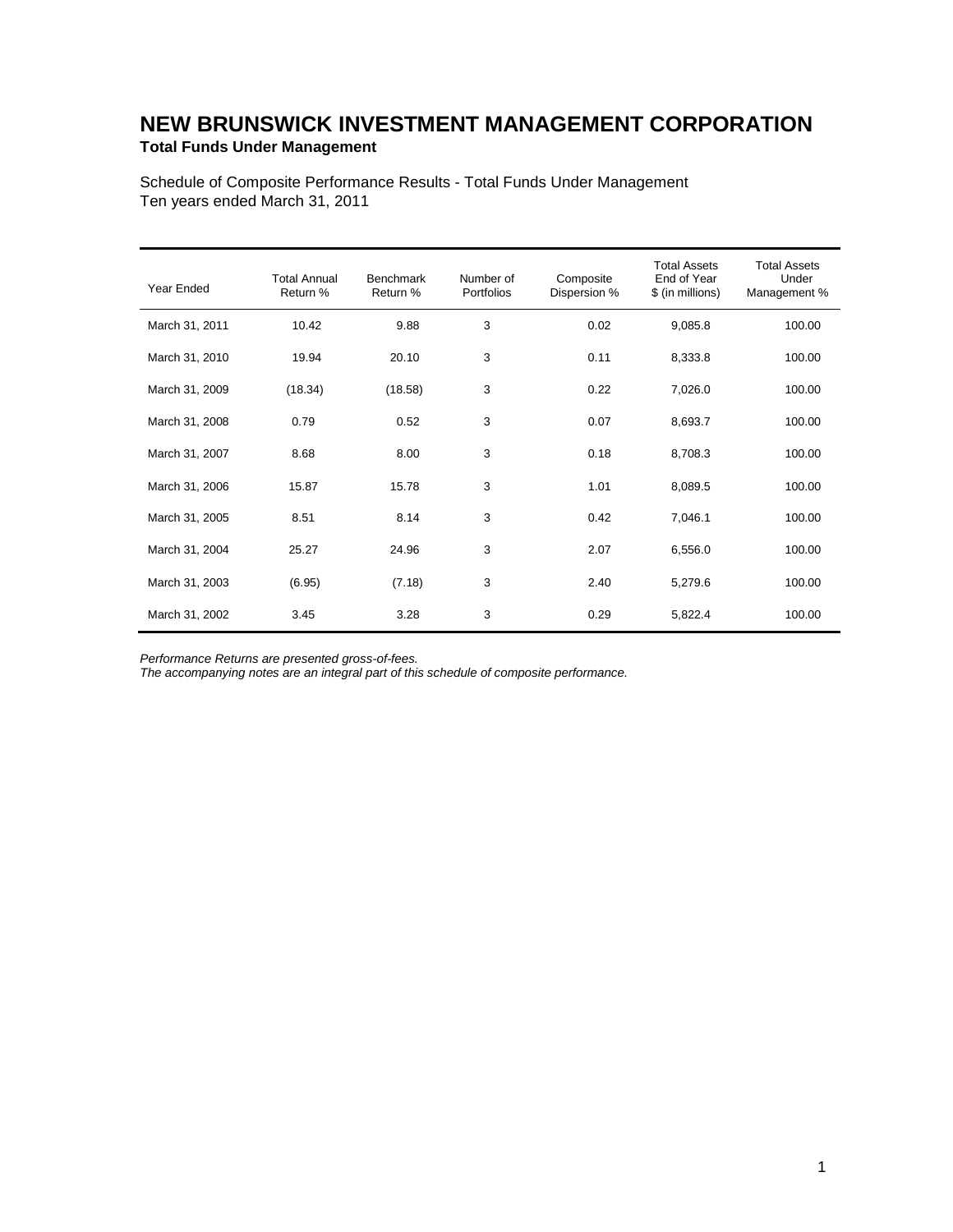# NEW BRUNSWICK INVESTMENT MANAGEMENT CORPORATION

**Total Funds Under Management**

Schedule of Composite Performance Results - Total Funds Under Management
Ten years ended March 31, 2011

| Year Ended | Total Annual Return % | Benchmark Return % | Number of Portfolios | Composite Dispersion % | Total Assets End of Year $ (in millions) | Total Assets Under Management % |
|---|---|---|---|---|---|---|
| March 31, 2011 | 10.42 | 9.88 | 3 | 0.02 | 9,085.8 | 100.00 |
| March 31, 2010 | 19.94 | 20.10 | 3 | 0.11 | 8,333.8 | 100.00 |
| March 31, 2009 | (18.34) | (18.58) | 3 | 0.22 | 7,026.0 | 100.00 |
| March 31, 2008 | 0.79 | 0.52 | 3 | 0.07 | 8,693.7 | 100.00 |
| March 31, 2007 | 8.68 | 8.00 | 3 | 0.18 | 8,708.3 | 100.00 |
| March 31, 2006 | 15.87 | 15.78 | 3 | 1.01 | 8,089.5 | 100.00 |
| March 31, 2005 | 8.51 | 8.14 | 3 | 0.42 | 7,046.1 | 100.00 |
| March 31, 2004 | 25.27 | 24.96 | 3 | 2.07 | 6,556.0 | 100.00 |
| March 31, 2003 | (6.95) | (7.18) | 3 | 2.40 | 5,279.6 | 100.00 |
| March 31, 2002 | 3.45 | 3.28 | 3 | 0.29 | 5,822.4 | 100.00 |

*Performance Returns are presented gross-of-fees.*
*The accompanying notes are an integral part of this schedule of composite performance.*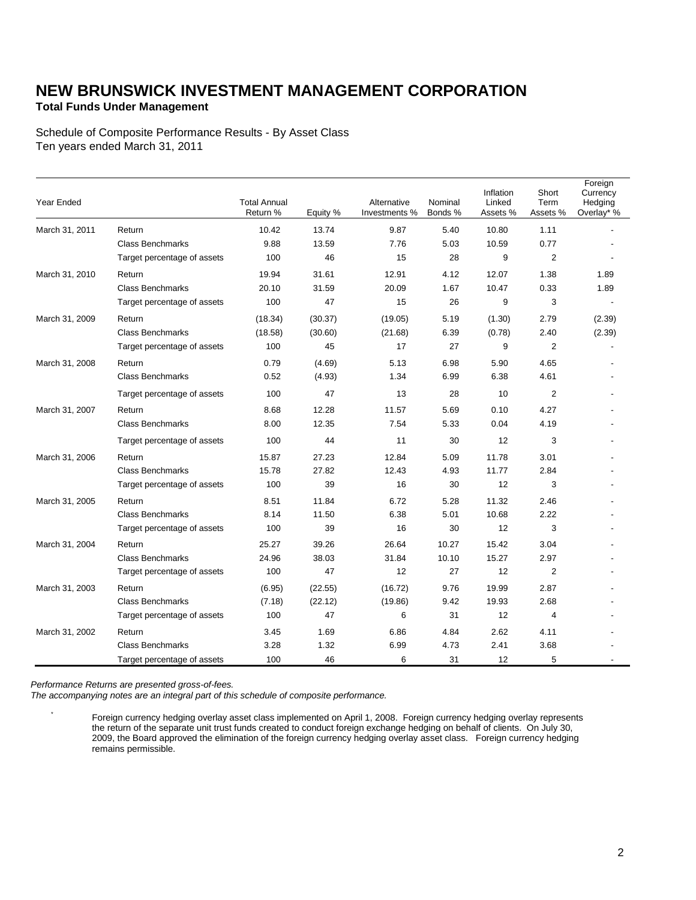# NEW BRUNSWICK INVESTMENT MANAGEMENT CORPORATION

**Total Funds Under Management**

Schedule of Composite Performance Results - By Asset Class
Ten years ended March 31, 2011

| Year Ended | | Total Annual Return % | Equity % | Alternative Investments % | Nominal Bonds % | Inflation Linked Assets % | Short Term Assets % | Foreign Currency Hedging Overlay* % |
|---|---|---|---|---|---|---|---|---|
| March 31, 2011 | Return | 10.42 | 13.74 | 9.87 | 5.40 | 10.80 | 1.11 | - |
| | Class Benchmarks | 9.88 | 13.59 | 7.76 | 5.03 | 10.59 | 0.77 | - |
| | Target percentage of assets | 100 | 46 | 15 | 28 | 9 | 2 | - |
| March 31, 2010 | Return | 19.94 | 31.61 | 12.91 | 4.12 | 12.07 | 1.38 | 1.89 |
| | Class Benchmarks | 20.10 | 31.59 | 20.09 | 1.67 | 10.47 | 0.33 | 1.89 |
| | Target percentage of assets | 100 | 47 | 15 | 26 | 9 | 3 | - |
| March 31, 2009 | Return | (18.34) | (30.37) | (19.05) | 5.19 | (1.30) | 2.79 | (2.39) |
| | Class Benchmarks | (18.58) | (30.60) | (21.68) | 6.39 | (0.78) | 2.40 | (2.39) |
| | Target percentage of assets | 100 | 45 | 17 | 27 | 9 | 2 | - |
| March 31, 2008 | Return | 0.79 | (4.69) | 5.13 | 6.98 | 5.90 | 4.65 | - |
| | Class Benchmarks | 0.52 | (4.93) | 1.34 | 6.99 | 6.38 | 4.61 | - |
| | Target percentage of assets | 100 | 47 | 13 | 28 | 10 | 2 | - |
| March 31, 2007 | Return | 8.68 | 12.28 | 11.57 | 5.69 | 0.10 | 4.27 | - |
| | Class Benchmarks | 8.00 | 12.35 | 7.54 | 5.33 | 0.04 | 4.19 | - |
| | Target percentage of assets | 100 | 44 | 11 | 30 | 12 | 3 | - |
| March 31, 2006 | Return | 15.87 | 27.23 | 12.84 | 5.09 | 11.78 | 3.01 | - |
| | Class Benchmarks | 15.78 | 27.82 | 12.43 | 4.93 | 11.77 | 2.84 | - |
| | Target percentage of assets | 100 | 39 | 16 | 30 | 12 | 3 | - |
| March 31, 2005 | Return | 8.51 | 11.84 | 6.72 | 5.28 | 11.32 | 2.46 | - |
| | Class Benchmarks | 8.14 | 11.50 | 6.38 | 5.01 | 10.68 | 2.22 | - |
| | Target percentage of assets | 100 | 39 | 16 | 30 | 12 | 3 | - |
| March 31, 2004 | Return | 25.27 | 39.26 | 26.64 | 10.27 | 15.42 | 3.04 | - |
| | Class Benchmarks | 24.96 | 38.03 | 31.84 | 10.10 | 15.27 | 2.97 | - |
| | Target percentage of assets | 100 | 47 | 12 | 27 | 12 | 2 | - |
| March 31, 2003 | Return | (6.95) | (22.55) | (16.72) | 9.76 | 19.99 | 2.87 | - |
| | Class Benchmarks | (7.18) | (22.12) | (19.86) | 9.42 | 19.93 | 2.68 | - |
| | Target percentage of assets | 100 | 47 | 6 | 31 | 12 | 4 | - |
| March 31, 2002 | Return | 3.45 | 1.69 | 6.86 | 4.84 | 2.62 | 4.11 | - |
| | Class Benchmarks | 3.28 | 1.32 | 6.99 | 4.73 | 2.41 | 3.68 | - |
| | Target percentage of assets | 100 | 46 | 6 | 31 | 12 | 5 | - |

*Performance Returns are presented gross-of-fees.*
*The accompanying notes are an integral part of this schedule of composite performance.*

\* Foreign currency hedging overlay asset class implemented on April 1, 2008. Foreign currency hedging overlay represents the return of the separate unit trust funds created to conduct foreign exchange hedging on behalf of clients. On July 30, 2009, the Board approved the elimination of the foreign currency hedging overlay asset class. Foreign currency hedging remains permissible.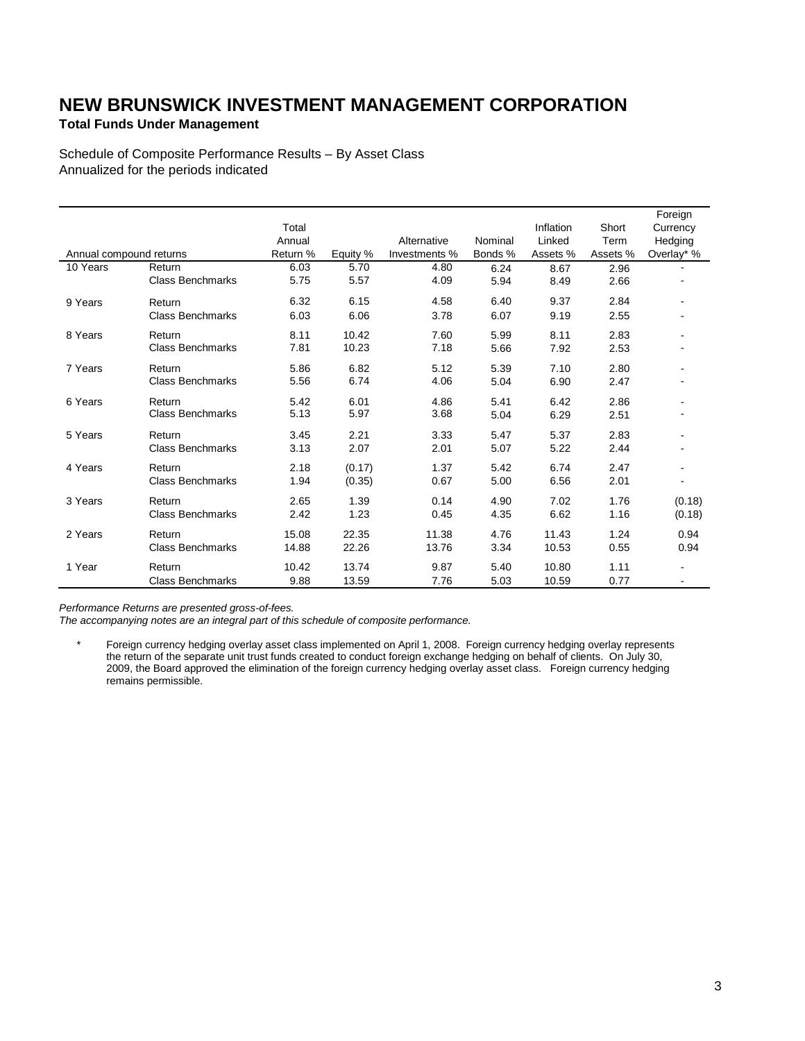# NEW BRUNSWICK INVESTMENT MANAGEMENT CORPORATION

**Total Funds Under Management**

Schedule of Composite Performance Results – By Asset Class
Annualized for the periods indicated

| Annual compound returns | | Total Annual Return % | Equity % | Alternative Investments % | Nominal Bonds % | Inflation Linked Assets % | Short Term Assets % | Foreign Currency Hedging Overlay* % |
|---|---|---|---|---|---|---|---|---|
| 10 Years | Return | 6.03 | 5.70 | 4.80 | 6.24 | 8.67 | 2.96 | - |
| | Class Benchmarks | 5.75 | 5.57 | 4.09 | 5.94 | 8.49 | 2.66 | - |
| 9 Years | Return | 6.32 | 6.15 | 4.58 | 6.40 | 9.37 | 2.84 | - |
| | Class Benchmarks | 6.03 | 6.06 | 3.78 | 6.07 | 9.19 | 2.55 | - |
| 8 Years | Return | 8.11 | 10.42 | 7.60 | 5.99 | 8.11 | 2.83 | - |
| | Class Benchmarks | 7.81 | 10.23 | 7.18 | 5.66 | 7.92 | 2.53 | - |
| 7 Years | Return | 5.86 | 6.82 | 5.12 | 5.39 | 7.10 | 2.80 | - |
| | Class Benchmarks | 5.56 | 6.74 | 4.06 | 5.04 | 6.90 | 2.47 | - |
| 6 Years | Return | 5.42 | 6.01 | 4.86 | 5.41 | 6.42 | 2.86 | - |
| | Class Benchmarks | 5.13 | 5.97 | 3.68 | 5.04 | 6.29 | 2.51 | - |
| 5 Years | Return | 3.45 | 2.21 | 3.33 | 5.47 | 5.37 | 2.83 | - |
| | Class Benchmarks | 3.13 | 2.07 | 2.01 | 5.07 | 5.22 | 2.44 | - |
| 4 Years | Return | 2.18 | (0.17) | 1.37 | 5.42 | 6.74 | 2.47 | - |
| | Class Benchmarks | 1.94 | (0.35) | 0.67 | 5.00 | 6.56 | 2.01 | - |
| 3 Years | Return | 2.65 | 1.39 | 0.14 | 4.90 | 7.02 | 1.76 | (0.18) |
| | Class Benchmarks | 2.42 | 1.23 | 0.45 | 4.35 | 6.62 | 1.16 | (0.18) |
| 2 Years | Return | 15.08 | 22.35 | 11.38 | 4.76 | 11.43 | 1.24 | 0.94 |
| | Class Benchmarks | 14.88 | 22.26 | 13.76 | 3.34 | 10.53 | 0.55 | 0.94 |
| 1 Year | Return | 10.42 | 13.74 | 9.87 | 5.40 | 10.80 | 1.11 | - |
| | Class Benchmarks | 9.88 | 13.59 | 7.76 | 5.03 | 10.59 | 0.77 | - |

*Performance Returns are presented gross-of-fees.*
*The accompanying notes are an integral part of this schedule of composite performance.*

\* Foreign currency hedging overlay asset class implemented on April 1, 2008. Foreign currency hedging overlay represents the return of the separate unit trust funds created to conduct foreign exchange hedging on behalf of clients. On July 30, 2009, the Board approved the elimination of the foreign currency hedging overlay asset class. Foreign currency hedging remains permissible.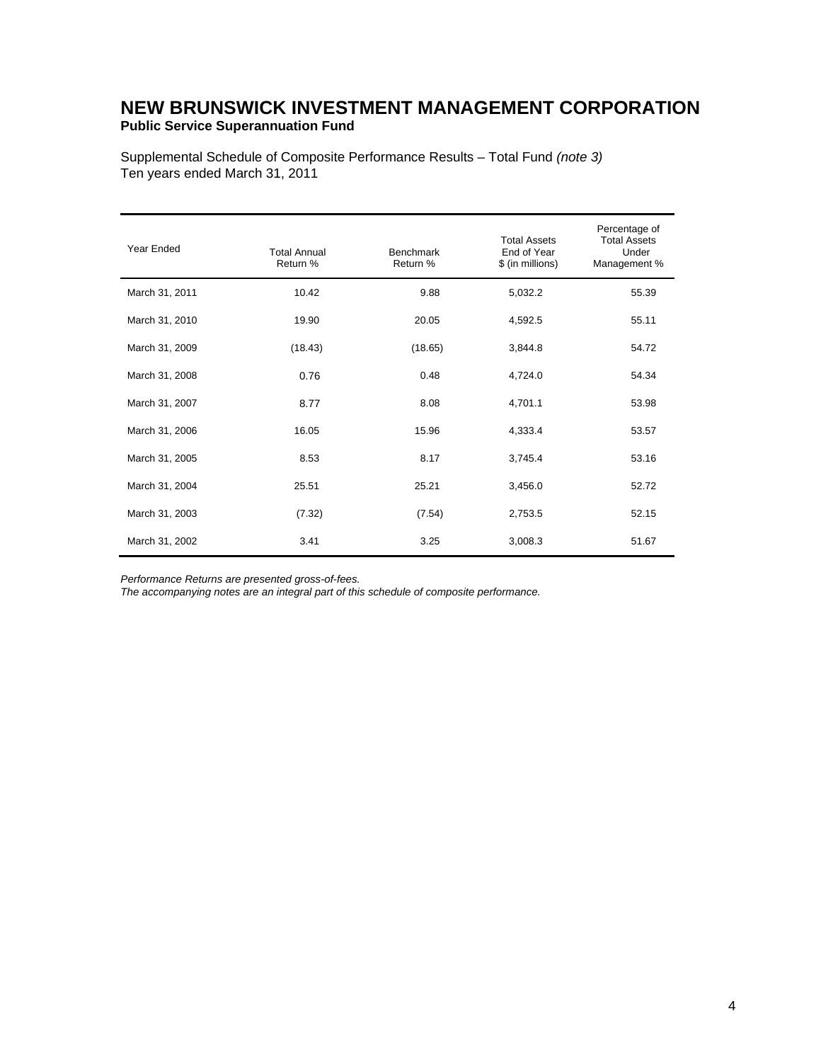# NEW BRUNSWICK INVESTMENT MANAGEMENT CORPORATION

**Public Service Superannuation Fund**

Supplemental Schedule of Composite Performance Results – Total Fund *(note 3)*
Ten years ended March 31, 2011

| Year Ended | Total Annual Return % | Benchmark Return % | Total Assets End of Year $ (in millions) | Percentage of Total Assets Under Management % |
|---|---|---|---|---|
| March 31, 2011 | 10.42 | 9.88 | 5,032.2 | 55.39 |
| March 31, 2010 | 19.90 | 20.05 | 4,592.5 | 55.11 |
| March 31, 2009 | (18.43) | (18.65) | 3,844.8 | 54.72 |
| March 31, 2008 | 0.76 | 0.48 | 4,724.0 | 54.34 |
| March 31, 2007 | 8.77 | 8.08 | 4,701.1 | 53.98 |
| March 31, 2006 | 16.05 | 15.96 | 4,333.4 | 53.57 |
| March 31, 2005 | 8.53 | 8.17 | 3,745.4 | 53.16 |
| March 31, 2004 | 25.51 | 25.21 | 3,456.0 | 52.72 |
| March 31, 2003 | (7.32) | (7.54) | 2,753.5 | 52.15 |
| March 31, 2002 | 3.41 | 3.25 | 3,008.3 | 51.67 |

*Performance Returns are presented gross-of-fees.*
*The accompanying notes are an integral part of this schedule of composite performance.*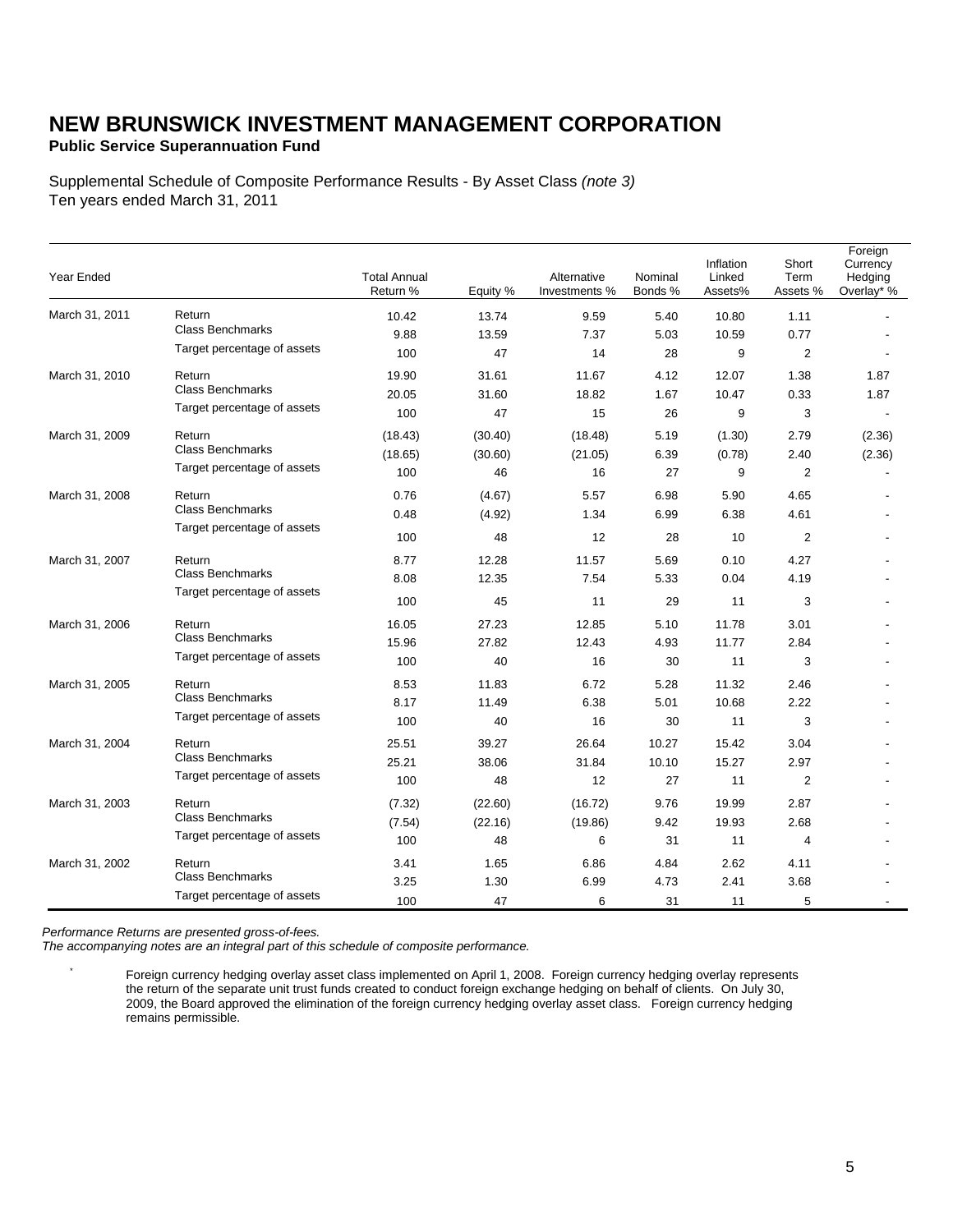# NEW BRUNSWICK INVESTMENT MANAGEMENT CORPORATION

**Public Service Superannuation Fund**

Supplemental Schedule of Composite Performance Results - By Asset Class *(note 3)*
Ten years ended March 31, 2011

| Year Ended | | Total Annual Return % | Equity % | Alternative Investments % | Nominal Bonds % | Inflation Linked Assets% | Short Term Assets % | Foreign Currency Hedging Overlay* % |
|---|---|---|---|---|---|---|---|---|
| March 31, 2011 | Return | 10.42 | 13.74 | 9.59 | 5.40 | 10.80 | 1.11 | - |
| | Class Benchmarks | 9.88 | 13.59 | 7.37 | 5.03 | 10.59 | 0.77 | - |
| | Target percentage of assets | 100 | 47 | 14 | 28 | 9 | 2 | - |
| March 31, 2010 | Return | 19.90 | 31.61 | 11.67 | 4.12 | 12.07 | 1.38 | 1.87 |
| | Class Benchmarks | 20.05 | 31.60 | 18.82 | 1.67 | 10.47 | 0.33 | 1.87 |
| | Target percentage of assets | 100 | 47 | 15 | 26 | 9 | 3 | - |
| March 31, 2009 | Return | (18.43) | (30.40) | (18.48) | 5.19 | (1.30) | 2.79 | (2.36) |
| | Class Benchmarks | (18.65) | (30.60) | (21.05) | 6.39 | (0.78) | 2.40 | (2.36) |
| | Target percentage of assets | 100 | 46 | 16 | 27 | 9 | 2 | - |
| March 31, 2008 | Return | 0.76 | (4.67) | 5.57 | 6.98 | 5.90 | 4.65 | - |
| | Class Benchmarks | 0.48 | (4.92) | 1.34 | 6.99 | 6.38 | 4.61 | - |
| | Target percentage of assets | 100 | 48 | 12 | 28 | 10 | 2 | - |
| March 31, 2007 | Return | 8.77 | 12.28 | 11.57 | 5.69 | 0.10 | 4.27 | - |
| | Class Benchmarks | 8.08 | 12.35 | 7.54 | 5.33 | 0.04 | 4.19 | - |
| | Target percentage of assets | 100 | 45 | 11 | 29 | 11 | 3 | - |
| March 31, 2006 | Return | 16.05 | 27.23 | 12.85 | 5.10 | 11.78 | 3.01 | - |
| | Class Benchmarks | 15.96 | 27.82 | 12.43 | 4.93 | 11.77 | 2.84 | - |
| | Target percentage of assets | 100 | 40 | 16 | 30 | 11 | 3 | - |
| March 31, 2005 | Return | 8.53 | 11.83 | 6.72 | 5.28 | 11.32 | 2.46 | - |
| | Class Benchmarks | 8.17 | 11.49 | 6.38 | 5.01 | 10.68 | 2.22 | - |
| | Target percentage of assets | 100 | 40 | 16 | 30 | 11 | 3 | - |
| March 31, 2004 | Return | 25.51 | 39.27 | 26.64 | 10.27 | 15.42 | 3.04 | - |
| | Class Benchmarks | 25.21 | 38.06 | 31.84 | 10.10 | 15.27 | 2.97 | - |
| | Target percentage of assets | 100 | 48 | 12 | 27 | 11 | 2 | - |
| March 31, 2003 | Return | (7.32) | (22.60) | (16.72) | 9.76 | 19.99 | 2.87 | - |
| | Class Benchmarks | (7.54) | (22.16) | (19.86) | 9.42 | 19.93 | 2.68 | - |
| | Target percentage of assets | 100 | 48 | 6 | 31 | 11 | 4 | - |
| March 31, 2002 | Return | 3.41 | 1.65 | 6.86 | 4.84 | 2.62 | 4.11 | - |
| | Class Benchmarks | 3.25 | 1.30 | 6.99 | 4.73 | 2.41 | 3.68 | - |
| | Target percentage of assets | 100 | 47 | 6 | 31 | 11 | 5 | - |

*Performance Returns are presented gross-of-fees.*
*The accompanying notes are an integral part of this schedule of composite performance.*

* Foreign currency hedging overlay asset class implemented on April 1, 2008. Foreign currency hedging overlay represents the return of the separate unit trust funds created to conduct foreign exchange hedging on behalf of clients. On July 30, 2009, the Board approved the elimination of the foreign currency hedging overlay asset class. Foreign currency hedging remains permissible.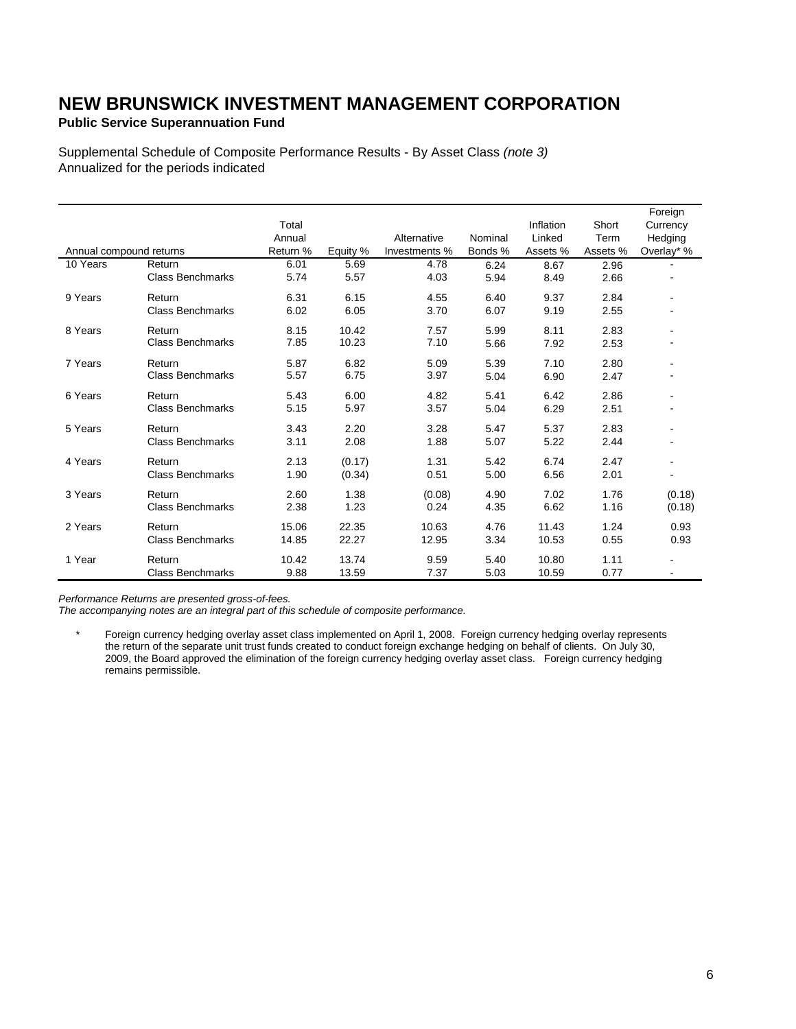# NEW BRUNSWICK INVESTMENT MANAGEMENT CORPORATION

**Public Service Superannuation Fund**

Supplemental Schedule of Composite Performance Results - By Asset Class *(note 3)*
Annualized for the periods indicated

| Annual compound returns | | Total Annual Return % | Equity % | Alternative Investments % | Nominal Bonds % | Inflation Linked Assets % | Short Term Assets % | Foreign Currency Hedging Overlay* % |
|---|---|---|---|---|---|---|---|---|
| 10 Years | Return | 6.01 | 5.69 | 4.78 | 6.24 | 8.67 | 2.96 | - |
| | Class Benchmarks | 5.74 | 5.57 | 4.03 | 5.94 | 8.49 | 2.66 | - |
| 9 Years | Return | 6.31 | 6.15 | 4.55 | 6.40 | 9.37 | 2.84 | - |
| | Class Benchmarks | 6.02 | 6.05 | 3.70 | 6.07 | 9.19 | 2.55 | - |
| 8 Years | Return | 8.15 | 10.42 | 7.57 | 5.99 | 8.11 | 2.83 | - |
| | Class Benchmarks | 7.85 | 10.23 | 7.10 | 5.66 | 7.92 | 2.53 | - |
| 7 Years | Return | 5.87 | 6.82 | 5.09 | 5.39 | 7.10 | 2.80 | - |
| | Class Benchmarks | 5.57 | 6.75 | 3.97 | 5.04 | 6.90 | 2.47 | - |
| 6 Years | Return | 5.43 | 6.00 | 4.82 | 5.41 | 6.42 | 2.86 | - |
| | Class Benchmarks | 5.15 | 5.97 | 3.57 | 5.04 | 6.29 | 2.51 | - |
| 5 Years | Return | 3.43 | 2.20 | 3.28 | 5.47 | 5.37 | 2.83 | - |
| | Class Benchmarks | 3.11 | 2.08 | 1.88 | 5.07 | 5.22 | 2.44 | - |
| 4 Years | Return | 2.13 | (0.17) | 1.31 | 5.42 | 6.74 | 2.47 | - |
| | Class Benchmarks | 1.90 | (0.34) | 0.51 | 5.00 | 6.56 | 2.01 | - |
| 3 Years | Return | 2.60 | 1.38 | (0.08) | 4.90 | 7.02 | 1.76 | (0.18) |
| | Class Benchmarks | 2.38 | 1.23 | 0.24 | 4.35 | 6.62 | 1.16 | (0.18) |
| 2 Years | Return | 15.06 | 22.35 | 10.63 | 4.76 | 11.43 | 1.24 | 0.93 |
| | Class Benchmarks | 14.85 | 22.27 | 12.95 | 3.34 | 10.53 | 0.55 | 0.93 |
| 1 Year | Return | 10.42 | 13.74 | 9.59 | 5.40 | 10.80 | 1.11 | - |
| | Class Benchmarks | 9.88 | 13.59 | 7.37 | 5.03 | 10.59 | 0.77 | - |

*Performance Returns are presented gross-of-fees.*
*The accompanying notes are an integral part of this schedule of composite performance.*

\* Foreign currency hedging overlay asset class implemented on April 1, 2008. Foreign currency hedging overlay represents the return of the separate unit trust funds created to conduct foreign exchange hedging on behalf of clients. On July 30, 2009, the Board approved the elimination of the foreign currency hedging overlay asset class. Foreign currency hedging remains permissible.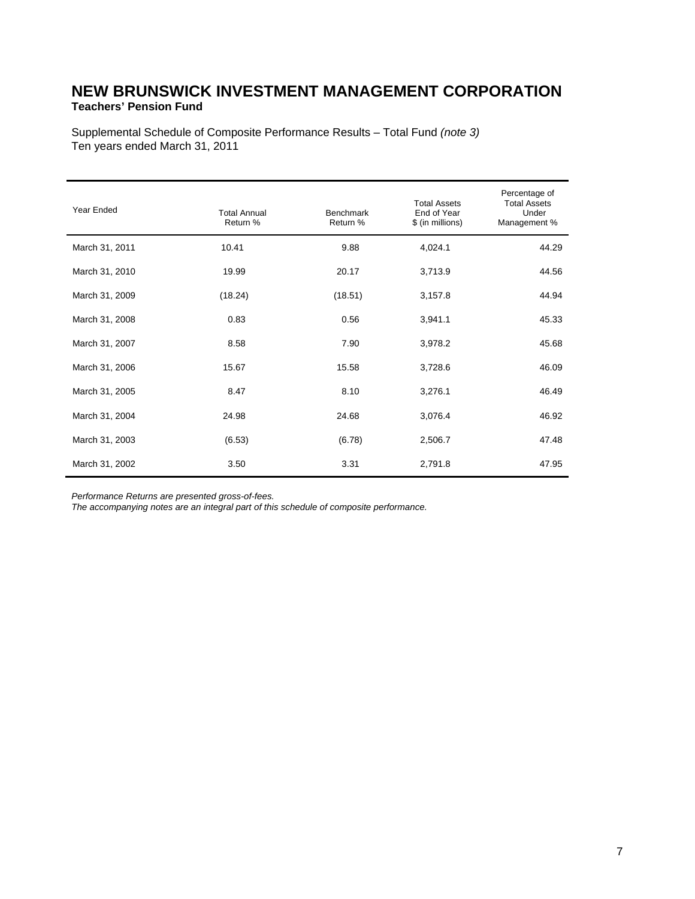# NEW BRUNSWICK INVESTMENT MANAGEMENT CORPORATION

**Teachers' Pension Fund**

Supplemental Schedule of Composite Performance Results – Total Fund *(note 3)*
Ten years ended March 31, 2011

| Year Ended | Total Annual Return % | Benchmark Return % | Total Assets End of Year $ (in millions) | Percentage of Total Assets Under Management % |
|---|---|---|---|---|
| March 31, 2011 | 10.41 | 9.88 | 4,024.1 | 44.29 |
| March 31, 2010 | 19.99 | 20.17 | 3,713.9 | 44.56 |
| March 31, 2009 | (18.24) | (18.51) | 3,157.8 | 44.94 |
| March 31, 2008 | 0.83 | 0.56 | 3,941.1 | 45.33 |
| March 31, 2007 | 8.58 | 7.90 | 3,978.2 | 45.68 |
| March 31, 2006 | 15.67 | 15.58 | 3,728.6 | 46.09 |
| March 31, 2005 | 8.47 | 8.10 | 3,276.1 | 46.49 |
| March 31, 2004 | 24.98 | 24.68 | 3,076.4 | 46.92 |
| March 31, 2003 | (6.53) | (6.78) | 2,506.7 | 47.48 |
| March 31, 2002 | 3.50 | 3.31 | 2,791.8 | 47.95 |

*Performance Returns are presented gross-of-fees.*
*The accompanying notes are an integral part of this schedule of composite performance.*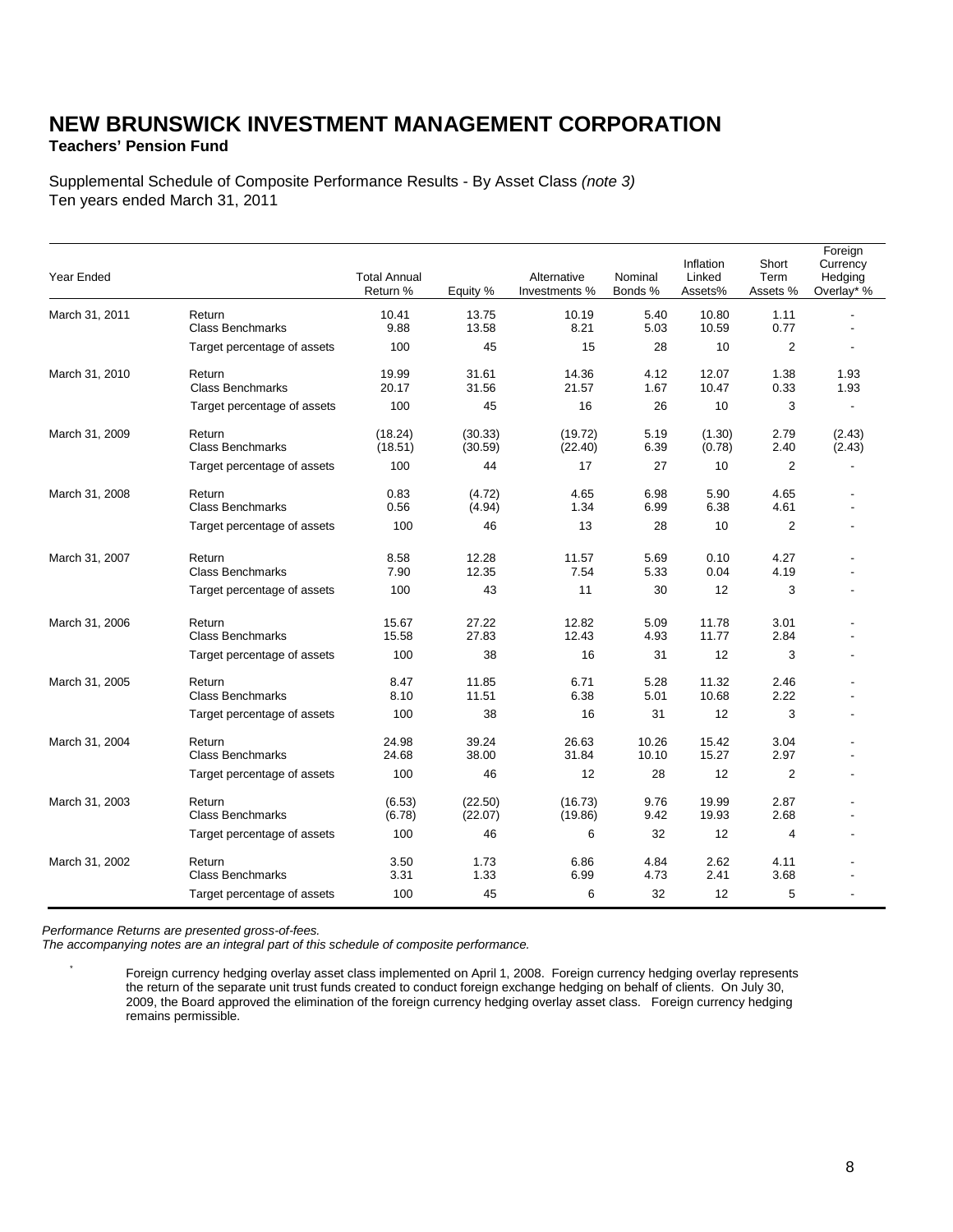# NEW BRUNSWICK INVESTMENT MANAGEMENT CORPORATION

**Teachers' Pension Fund**

Supplemental Schedule of Composite Performance Results - By Asset Class *(note 3)*
Ten years ended March 31, 2011

| Year Ended | | Total Annual Return % | Equity % | Alternative Investments % | Nominal Bonds % | Inflation Linked Assets% | Short Term Assets % | Foreign Currency Hedging Overlay* % |
|---|---|---|---|---|---|---|---|---|
| March 31, 2011 | Return | 10.41 | 13.75 | 10.19 | 5.40 | 10.80 | 1.11 | - |
| | Class Benchmarks | 9.88 | 13.58 | 8.21 | 5.03 | 10.59 | 0.77 | - |
| | Target percentage of assets | 100 | 45 | 15 | 28 | 10 | 2 | - |
| March 31, 2010 | Return | 19.99 | 31.61 | 14.36 | 4.12 | 12.07 | 1.38 | 1.93 |
| | Class Benchmarks | 20.17 | 31.56 | 21.57 | 1.67 | 10.47 | 0.33 | 1.93 |
| | Target percentage of assets | 100 | 45 | 16 | 26 | 10 | 3 | - |
| March 31, 2009 | Return | (18.24) | (30.33) | (19.72) | 5.19 | (1.30) | 2.79 | (2.43) |
| | Class Benchmarks | (18.51) | (30.59) | (22.40) | 6.39 | (0.78) | 2.40 | (2.43) |
| | Target percentage of assets | 100 | 44 | 17 | 27 | 10 | 2 | - |
| March 31, 2008 | Return | 0.83 | (4.72) | 4.65 | 6.98 | 5.90 | 4.65 | - |
| | Class Benchmarks | 0.56 | (4.94) | 1.34 | 6.99 | 6.38 | 4.61 | - |
| | Target percentage of assets | 100 | 46 | 13 | 28 | 10 | 2 | - |
| March 31, 2007 | Return | 8.58 | 12.28 | 11.57 | 5.69 | 0.10 | 4.27 | - |
| | Class Benchmarks | 7.90 | 12.35 | 7.54 | 5.33 | 0.04 | 4.19 | - |
| | Target percentage of assets | 100 | 43 | 11 | 30 | 12 | 3 | - |
| March 31, 2006 | Return | 15.67 | 27.22 | 12.82 | 5.09 | 11.78 | 3.01 | - |
| | Class Benchmarks | 15.58 | 27.83 | 12.43 | 4.93 | 11.77 | 2.84 | - |
| | Target percentage of assets | 100 | 38 | 16 | 31 | 12 | 3 | - |
| March 31, 2005 | Return | 8.47 | 11.85 | 6.71 | 5.28 | 11.32 | 2.46 | - |
| | Class Benchmarks | 8.10 | 11.51 | 6.38 | 5.01 | 10.68 | 2.22 | - |
| | Target percentage of assets | 100 | 38 | 16 | 31 | 12 | 3 | - |
| March 31, 2004 | Return | 24.98 | 39.24 | 26.63 | 10.26 | 15.42 | 3.04 | - |
| | Class Benchmarks | 24.68 | 38.00 | 31.84 | 10.10 | 15.27 | 2.97 | - |
| | Target percentage of assets | 100 | 46 | 12 | 28 | 12 | 2 | - |
| March 31, 2003 | Return | (6.53) | (22.50) | (16.73) | 9.76 | 19.99 | 2.87 | - |
| | Class Benchmarks | (6.78) | (22.07) | (19.86) | 9.42 | 19.93 | 2.68 | - |
| | Target percentage of assets | 100 | 46 | 6 | 32 | 12 | 4 | - |
| March 31, 2002 | Return | 3.50 | 1.73 | 6.86 | 4.84 | 2.62 | 4.11 | - |
| | Class Benchmarks | 3.31 | 1.33 | 6.99 | 4.73 | 2.41 | 3.68 | - |
| | Target percentage of assets | 100 | 45 | 6 | 32 | 12 | 5 | - |

*Performance Returns are presented gross-of-fees.*
*The accompanying notes are an integral part of this schedule of composite performance.*

\* Foreign currency hedging overlay asset class implemented on April 1, 2008. Foreign currency hedging overlay represents the return of the separate unit trust funds created to conduct foreign exchange hedging on behalf of clients. On July 30, 2009, the Board approved the elimination of the foreign currency hedging overlay asset class. Foreign currency hedging remains permissible.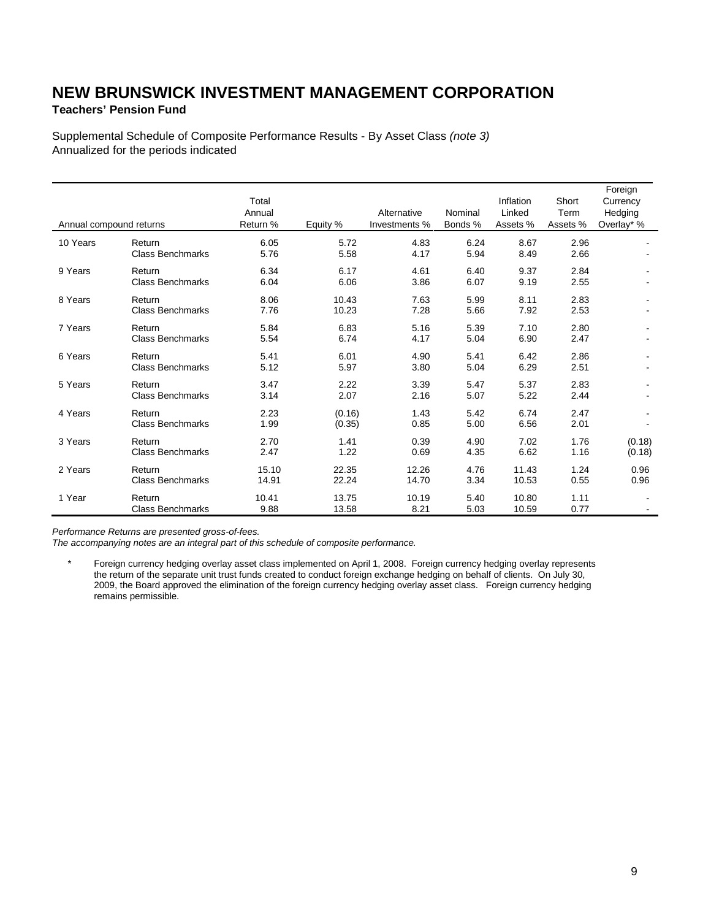# NEW BRUNSWICK INVESTMENT MANAGEMENT CORPORATION

**Teachers' Pension Fund**

Supplemental Schedule of Composite Performance Results - By Asset Class *(note 3)*
Annualized for the periods indicated

| Annual compound returns | | Total Annual Return % | Equity % | Alternative Investments % | Nominal Bonds % | Inflation Linked Assets % | Short Term Assets % | Foreign Currency Hedging Overlay* % |
|---|---|---|---|---|---|---|---|---|
| 10 Years | Return | 6.05 | 5.72 | 4.83 | 6.24 | 8.67 | 2.96 | - |
| | Class Benchmarks | 5.76 | 5.58 | 4.17 | 5.94 | 8.49 | 2.66 | - |
| 9 Years | Return | 6.34 | 6.17 | 4.61 | 6.40 | 9.37 | 2.84 | - |
| | Class Benchmarks | 6.04 | 6.06 | 3.86 | 6.07 | 9.19 | 2.55 | - |
| 8 Years | Return | 8.06 | 10.43 | 7.63 | 5.99 | 8.11 | 2.83 | - |
| | Class Benchmarks | 7.76 | 10.23 | 7.28 | 5.66 | 7.92 | 2.53 | - |
| 7 Years | Return | 5.84 | 6.83 | 5.16 | 5.39 | 7.10 | 2.80 | - |
| | Class Benchmarks | 5.54 | 6.74 | 4.17 | 5.04 | 6.90 | 2.47 | - |
| 6 Years | Return | 5.41 | 6.01 | 4.90 | 5.41 | 6.42 | 2.86 | - |
| | Class Benchmarks | 5.12 | 5.97 | 3.80 | 5.04 | 6.29 | 2.51 | - |
| 5 Years | Return | 3.47 | 2.22 | 3.39 | 5.47 | 5.37 | 2.83 | - |
| | Class Benchmarks | 3.14 | 2.07 | 2.16 | 5.07 | 5.22 | 2.44 | - |
| 4 Years | Return | 2.23 | (0.16) | 1.43 | 5.42 | 6.74 | 2.47 | - |
| | Class Benchmarks | 1.99 | (0.35) | 0.85 | 5.00 | 6.56 | 2.01 | - |
| 3 Years | Return | 2.70 | 1.41 | 0.39 | 4.90 | 7.02 | 1.76 | (0.18) |
| | Class Benchmarks | 2.47 | 1.22 | 0.69 | 4.35 | 6.62 | 1.16 | (0.18) |
| 2 Years | Return | 15.10 | 22.35 | 12.26 | 4.76 | 11.43 | 1.24 | 0.96 |
| | Class Benchmarks | 14.91 | 22.24 | 14.70 | 3.34 | 10.53 | 0.55 | 0.96 |
| 1 Year | Return | 10.41 | 13.75 | 10.19 | 5.40 | 10.80 | 1.11 | - |
| | Class Benchmarks | 9.88 | 13.58 | 8.21 | 5.03 | 10.59 | 0.77 | - |

*Performance Returns are presented gross-of-fees.*
*The accompanying notes are an integral part of this schedule of composite performance.*

\* Foreign currency hedging overlay asset class implemented on April 1, 2008. Foreign currency hedging overlay represents the return of the separate unit trust funds created to conduct foreign exchange hedging on behalf of clients. On July 30, 2009, the Board approved the elimination of the foreign currency hedging overlay asset class. Foreign currency hedging remains permissible.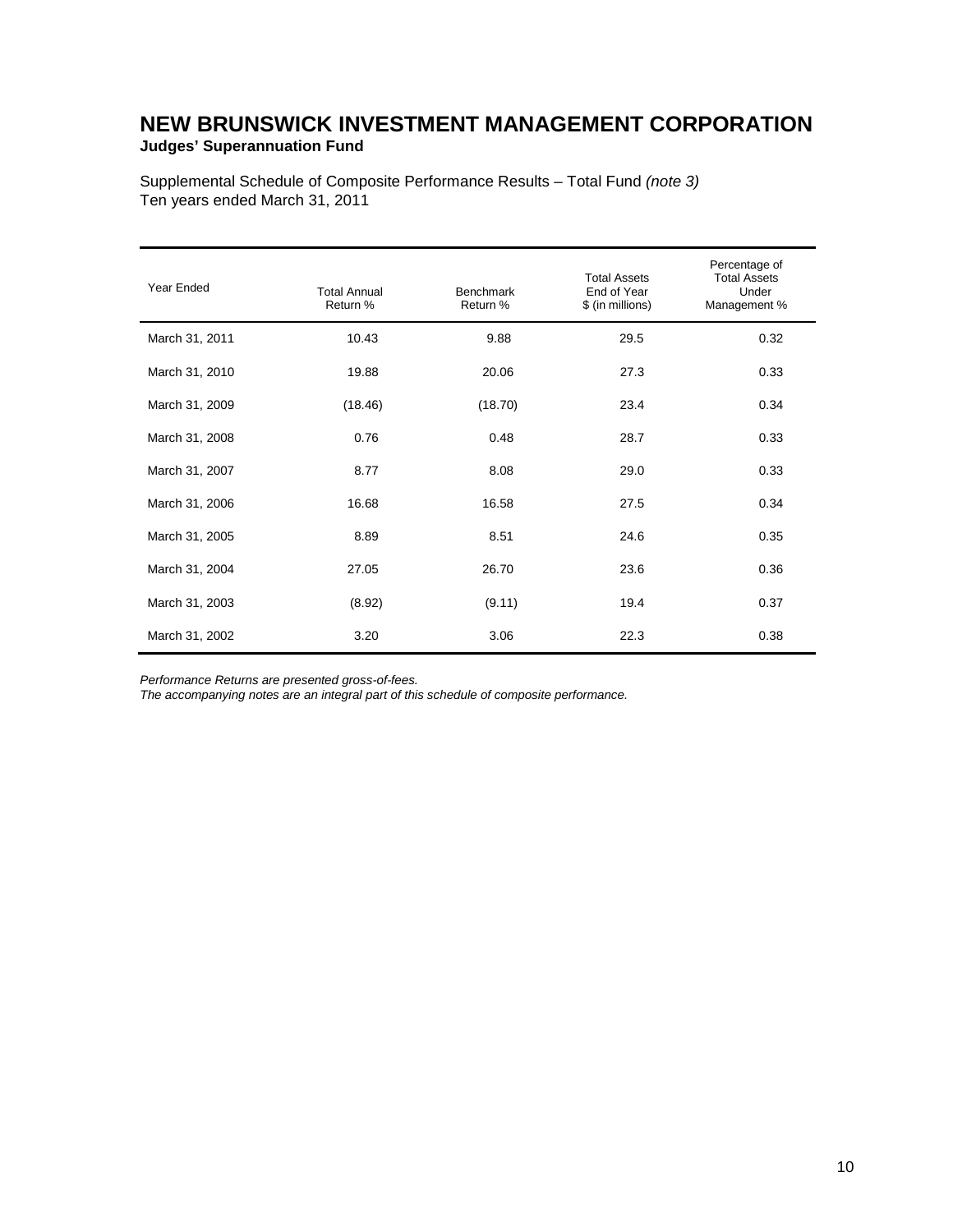# NEW BRUNSWICK INVESTMENT MANAGEMENT CORPORATION

**Judges' Superannuation Fund**

Supplemental Schedule of Composite Performance Results – Total Fund *(note 3)*
Ten years ended March 31, 2011

| Year Ended | Total Annual Return % | Benchmark Return % | Total Assets End of Year $ (in millions) | Percentage of Total Assets Under Management % |
|---|---|---|---|---|
| March 31, 2011 | 10.43 | 9.88 | 29.5 | 0.32 |
| March 31, 2010 | 19.88 | 20.06 | 27.3 | 0.33 |
| March 31, 2009 | (18.46) | (18.70) | 23.4 | 0.34 |
| March 31, 2008 | 0.76 | 0.48 | 28.7 | 0.33 |
| March 31, 2007 | 8.77 | 8.08 | 29.0 | 0.33 |
| March 31, 2006 | 16.68 | 16.58 | 27.5 | 0.34 |
| March 31, 2005 | 8.89 | 8.51 | 24.6 | 0.35 |
| March 31, 2004 | 27.05 | 26.70 | 23.6 | 0.36 |
| March 31, 2003 | (8.92) | (9.11) | 19.4 | 0.37 |
| March 31, 2002 | 3.20 | 3.06 | 22.3 | 0.38 |

*Performance Returns are presented gross-of-fees.*
*The accompanying notes are an integral part of this schedule of composite performance.*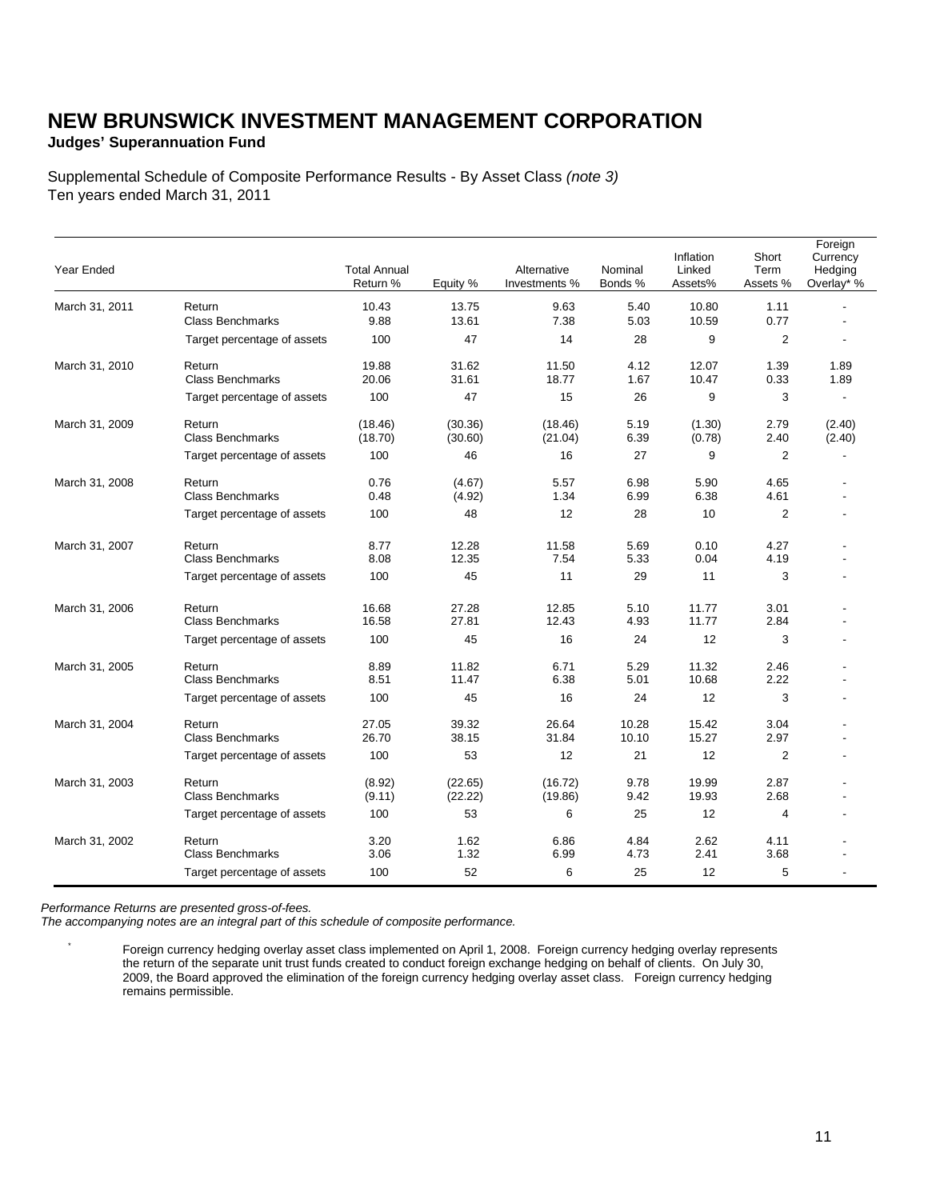# NEW BRUNSWICK INVESTMENT MANAGEMENT CORPORATION

**Judges' Superannuation Fund**

Supplemental Schedule of Composite Performance Results - By Asset Class *(note 3)*
Ten years ended March 31, 2011

| Year Ended | | Total Annual Return % | Equity % | Alternative Investments % | Nominal Bonds % | Inflation Linked Assets% | Short Term Assets % | Foreign Currency Hedging Overlay* % |
|---|---|---|---|---|---|---|---|---|
| March 31, 2011 | Return | 10.43 | 13.75 | 9.63 | 5.40 | 10.80 | 1.11 | - |
| | Class Benchmarks | 9.88 | 13.61 | 7.38 | 5.03 | 10.59 | 0.77 | - |
| | Target percentage of assets | 100 | 47 | 14 | 28 | 9 | 2 | - |
| March 31, 2010 | Return | 19.88 | 31.62 | 11.50 | 4.12 | 12.07 | 1.39 | 1.89 |
| | Class Benchmarks | 20.06 | 31.61 | 18.77 | 1.67 | 10.47 | 0.33 | 1.89 |
| | Target percentage of assets | 100 | 47 | 15 | 26 | 9 | 3 | - |
| March 31, 2009 | Return | (18.46) | (30.36) | (18.46) | 5.19 | (1.30) | 2.79 | (2.40) |
| | Class Benchmarks | (18.70) | (30.60) | (21.04) | 6.39 | (0.78) | 2.40 | (2.40) |
| | Target percentage of assets | 100 | 46 | 16 | 27 | 9 | 2 | - |
| March 31, 2008 | Return | 0.76 | (4.67) | 5.57 | 6.98 | 5.90 | 4.65 | - |
| | Class Benchmarks | 0.48 | (4.92) | 1.34 | 6.99 | 6.38 | 4.61 | - |
| | Target percentage of assets | 100 | 48 | 12 | 28 | 10 | 2 | - |
| March 31, 2007 | Return | 8.77 | 12.28 | 11.58 | 5.69 | 0.10 | 4.27 | - |
| | Class Benchmarks | 8.08 | 12.35 | 7.54 | 5.33 | 0.04 | 4.19 | - |
| | Target percentage of assets | 100 | 45 | 11 | 29 | 11 | 3 | - |
| March 31, 2006 | Return | 16.68 | 27.28 | 12.85 | 5.10 | 11.77 | 3.01 | - |
| | Class Benchmarks | 16.58 | 27.81 | 12.43 | 4.93 | 11.77 | 2.84 | - |
| | Target percentage of assets | 100 | 45 | 16 | 24 | 12 | 3 | - |
| March 31, 2005 | Return | 8.89 | 11.82 | 6.71 | 5.29 | 11.32 | 2.46 | - |
| | Class Benchmarks | 8.51 | 11.47 | 6.38 | 5.01 | 10.68 | 2.22 | - |
| | Target percentage of assets | 100 | 45 | 16 | 24 | 12 | 3 | - |
| March 31, 2004 | Return | 27.05 | 39.32 | 26.64 | 10.28 | 15.42 | 3.04 | - |
| | Class Benchmarks | 26.70 | 38.15 | 31.84 | 10.10 | 15.27 | 2.97 | - |
| | Target percentage of assets | 100 | 53 | 12 | 21 | 12 | 2 | - |
| March 31, 2003 | Return | (8.92) | (22.65) | (16.72) | 9.78 | 19.99 | 2.87 | - |
| | Class Benchmarks | (9.11) | (22.22) | (19.86) | 9.42 | 19.93 | 2.68 | - |
| | Target percentage of assets | 100 | 53 | 6 | 25 | 12 | 4 | - |
| March 31, 2002 | Return | 3.20 | 1.62 | 6.86 | 4.84 | 2.62 | 4.11 | - |
| | Class Benchmarks | 3.06 | 1.32 | 6.99 | 4.73 | 2.41 | 3.68 | - |
| | Target percentage of assets | 100 | 52 | 6 | 25 | 12 | 5 | - |

*Performance Returns are presented gross-of-fees.*
*The accompanying notes are an integral part of this schedule of composite performance.*

\* Foreign currency hedging overlay asset class implemented on April 1, 2008. Foreign currency hedging overlay represents the return of the separate unit trust funds created to conduct foreign exchange hedging on behalf of clients. On July 30, 2009, the Board approved the elimination of the foreign currency hedging overlay asset class. Foreign currency hedging remains permissible.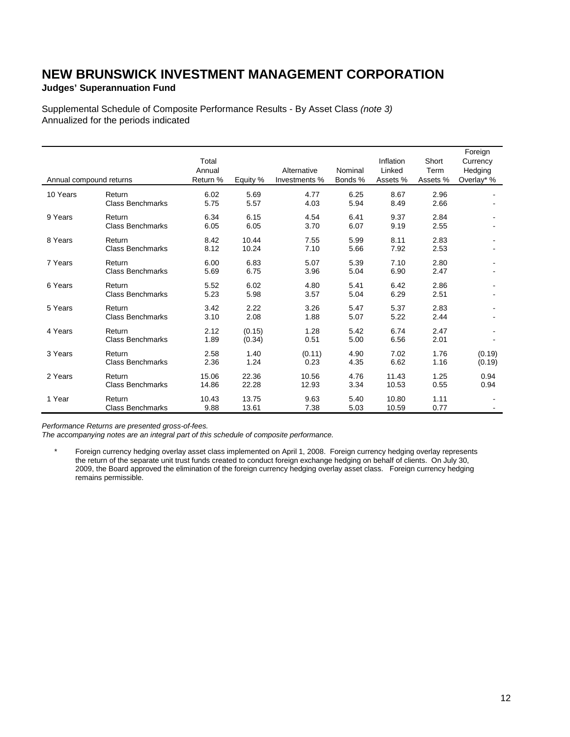# NEW BRUNSWICK INVESTMENT MANAGEMENT CORPORATION

**Judges' Superannuation Fund**

Supplemental Schedule of Composite Performance Results - By Asset Class *(note 3)*
Annualized for the periods indicated

| Annual compound returns | | Total Annual Return % | Equity % | Alternative Investments % | Nominal Bonds % | Inflation Linked Assets % | Short Term Assets % | Foreign Currency Hedging Overlay* % |
|---|---|---|---|---|---|---|---|---|
| 10 Years | Return | 6.02 | 5.69 | 4.77 | 6.25 | 8.67 | 2.96 | - |
| | Class Benchmarks | 5.75 | 5.57 | 4.03 | 5.94 | 8.49 | 2.66 | - |
| 9 Years | Return | 6.34 | 6.15 | 4.54 | 6.41 | 9.37 | 2.84 | - |
| | Class Benchmarks | 6.05 | 6.05 | 3.70 | 6.07 | 9.19 | 2.55 | - |
| 8 Years | Return | 8.42 | 10.44 | 7.55 | 5.99 | 8.11 | 2.83 | - |
| | Class Benchmarks | 8.12 | 10.24 | 7.10 | 5.66 | 7.92 | 2.53 | - |
| 7 Years | Return | 6.00 | 6.83 | 5.07 | 5.39 | 7.10 | 2.80 | - |
| | Class Benchmarks | 5.69 | 6.75 | 3.96 | 5.04 | 6.90 | 2.47 | - |
| 6 Years | Return | 5.52 | 6.02 | 4.80 | 5.41 | 6.42 | 2.86 | - |
| | Class Benchmarks | 5.23 | 5.98 | 3.57 | 5.04 | 6.29 | 2.51 | - |
| 5 Years | Return | 3.42 | 2.22 | 3.26 | 5.47 | 5.37 | 2.83 | - |
| | Class Benchmarks | 3.10 | 2.08 | 1.88 | 5.07 | 5.22 | 2.44 | - |
| 4 Years | Return | 2.12 | (0.15) | 1.28 | 5.42 | 6.74 | 2.47 | - |
| | Class Benchmarks | 1.89 | (0.34) | 0.51 | 5.00 | 6.56 | 2.01 | - |
| 3 Years | Return | 2.58 | 1.40 | (0.11) | 4.90 | 7.02 | 1.76 | (0.19) |
| | Class Benchmarks | 2.36 | 1.24 | 0.23 | 4.35 | 6.62 | 1.16 | (0.19) |
| 2 Years | Return | 15.06 | 22.36 | 10.56 | 4.76 | 11.43 | 1.25 | 0.94 |
| | Class Benchmarks | 14.86 | 22.28 | 12.93 | 3.34 | 10.53 | 0.55 | 0.94 |
| 1 Year | Return | 10.43 | 13.75 | 9.63 | 5.40 | 10.80 | 1.11 | - |
| | Class Benchmarks | 9.88 | 13.61 | 7.38 | 5.03 | 10.59 | 0.77 | - |

*Performance Returns are presented gross-of-fees.*
*The accompanying notes are an integral part of this schedule of composite performance.*

\* Foreign currency hedging overlay asset class implemented on April 1, 2008. Foreign currency hedging overlay represents the return of the separate unit trust funds created to conduct foreign exchange hedging on behalf of clients. On July 30, 2009, the Board approved the elimination of the foreign currency hedging overlay asset class. Foreign currency hedging remains permissible.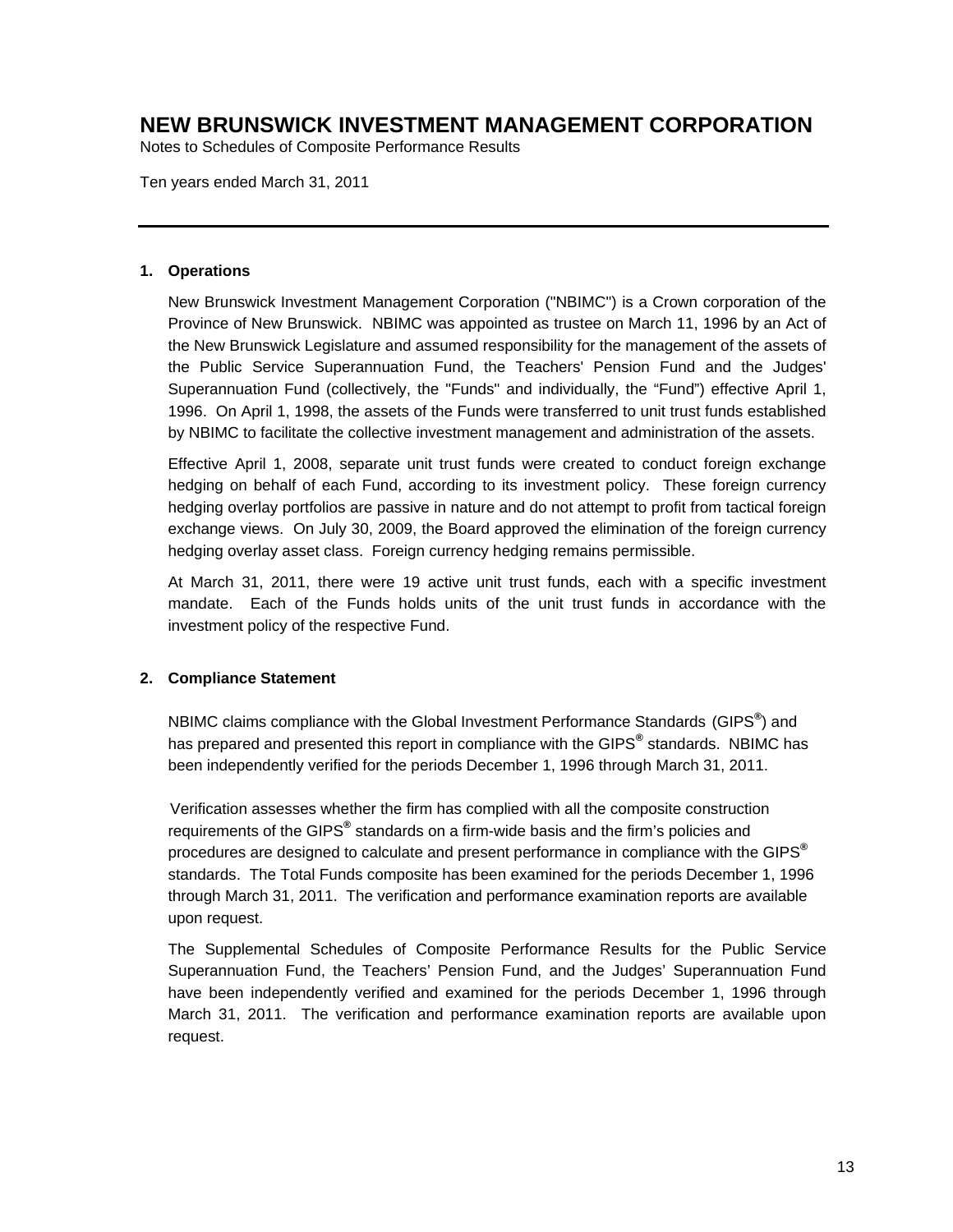# NEW BRUNSWICK INVESTMENT MANAGEMENT CORPORATION

Notes to Schedules of Composite Performance Results

Ten years ended March 31, 2011

---

### 1. Operations

New Brunswick Investment Management Corporation ("NBIMC") is a Crown corporation of the Province of New Brunswick. NBIMC was appointed as trustee on March 11, 1996 by an Act of the New Brunswick Legislature and assumed responsibility for the management of the assets of the Public Service Superannuation Fund, the Teachers' Pension Fund and the Judges' Superannuation Fund (collectively, the "Funds" and individually, the "Fund") effective April 1, 1996. On April 1, 1998, the assets of the Funds were transferred to unit trust funds established by NBIMC to facilitate the collective investment management and administration of the assets.

Effective April 1, 2008, separate unit trust funds were created to conduct foreign exchange hedging on behalf of each Fund, according to its investment policy. These foreign currency hedging overlay portfolios are passive in nature and do not attempt to profit from tactical foreign exchange views. On July 30, 2009, the Board approved the elimination of the foreign currency hedging overlay asset class. Foreign currency hedging remains permissible.

At March 31, 2011, there were 19 active unit trust funds, each with a specific investment mandate. Each of the Funds holds units of the unit trust funds in accordance with the investment policy of the respective Fund.

### 2. Compliance Statement

NBIMC claims compliance with the Global Investment Performance Standards (GIPS®) and has prepared and presented this report in compliance with the GIPS® standards. NBIMC has been independently verified for the periods December 1, 1996 through March 31, 2011.

Verification assesses whether the firm has complied with all the composite construction requirements of the GIPS® standards on a firm-wide basis and the firm's policies and procedures are designed to calculate and present performance in compliance with the GIPS® standards. The Total Funds composite has been examined for the periods December 1, 1996 through March 31, 2011. The verification and performance examination reports are available upon request.

The Supplemental Schedules of Composite Performance Results for the Public Service Superannuation Fund, the Teachers' Pension Fund, and the Judges' Superannuation Fund have been independently verified and examined for the periods December 1, 1996 through March 31, 2011. The verification and performance examination reports are available upon request.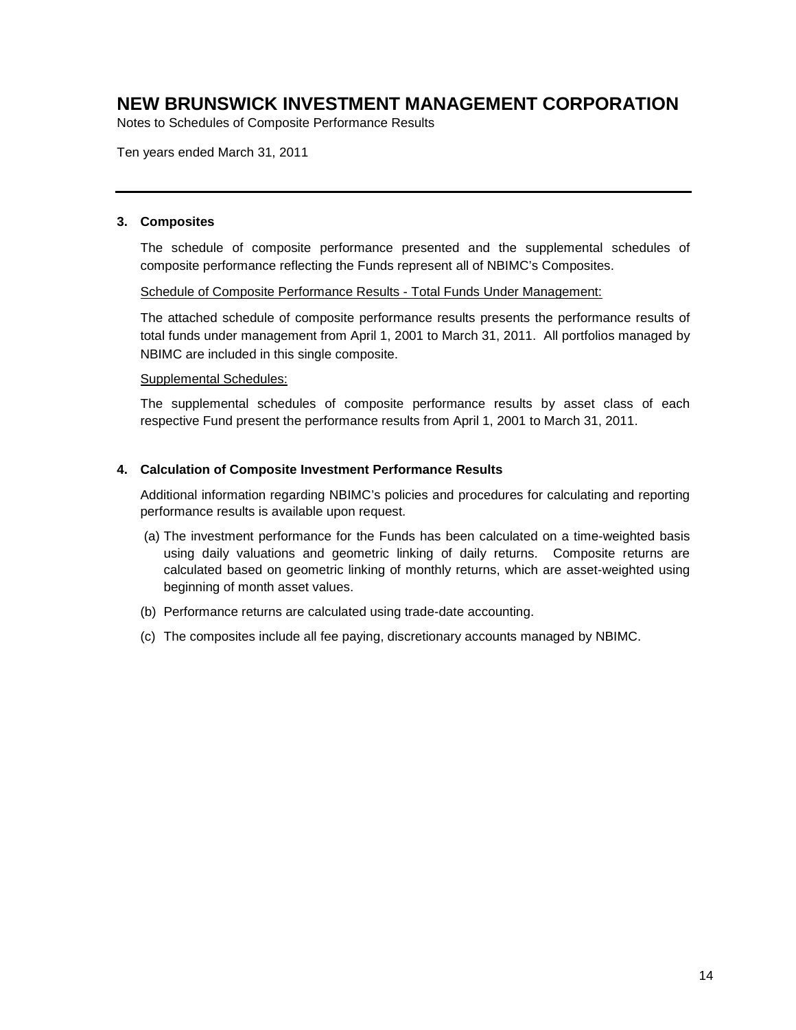# NEW BRUNSWICK INVESTMENT MANAGEMENT CORPORATION

Notes to Schedules of Composite Performance Results

Ten years ended March 31, 2011

---

**3. Composites**

The schedule of composite performance presented and the supplemental schedules of composite performance reflecting the Funds represent all of NBIMC's Composites.

Schedule of Composite Performance Results - Total Funds Under Management:

The attached schedule of composite performance results presents the performance results of total funds under management from April 1, 2001 to March 31, 2011. All portfolios managed by NBIMC are included in this single composite.

Supplemental Schedules:

The supplemental schedules of composite performance results by asset class of each respective Fund present the performance results from April 1, 2001 to March 31, 2011.

**4. Calculation of Composite Investment Performance Results**

Additional information regarding NBIMC's policies and procedures for calculating and reporting performance results is available upon request.

(a) The investment performance for the Funds has been calculated on a time-weighted basis using daily valuations and geometric linking of daily returns. Composite returns are calculated based on geometric linking of monthly returns, which are asset-weighted using beginning of month asset values.

(b) Performance returns are calculated using trade-date accounting.

(c) The composites include all fee paying, discretionary accounts managed by NBIMC.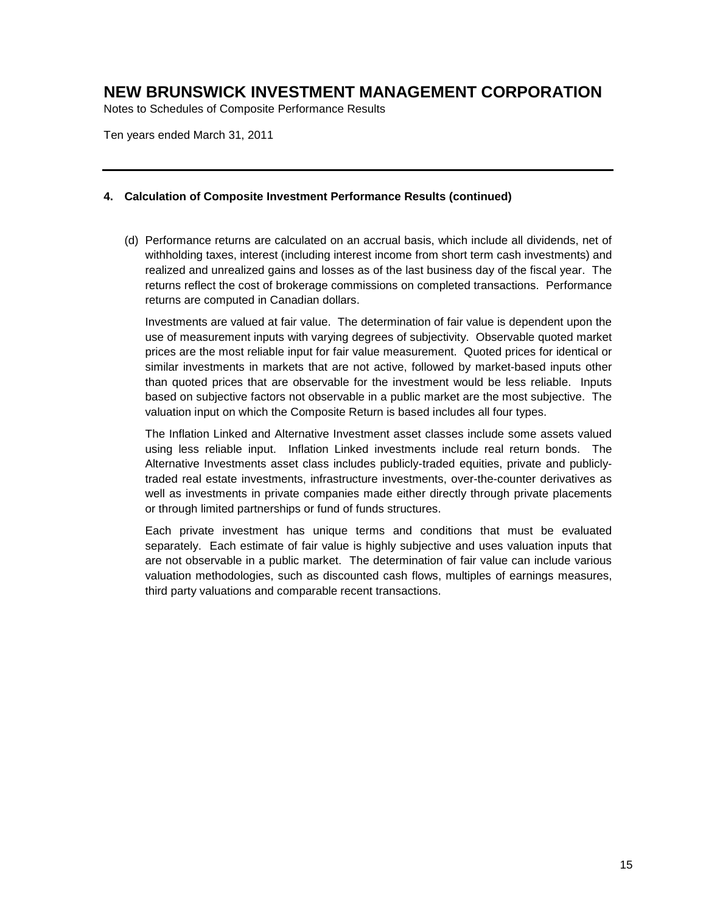# NEW BRUNSWICK INVESTMENT MANAGEMENT CORPORATION

Notes to Schedules of Composite Performance Results

Ten years ended March 31, 2011

---

**4. Calculation of Composite Investment Performance Results (continued)**

(d) Performance returns are calculated on an accrual basis, which include all dividends, net of withholding taxes, interest (including interest income from short term cash investments) and realized and unrealized gains and losses as of the last business day of the fiscal year. The returns reflect the cost of brokerage commissions on completed transactions. Performance returns are computed in Canadian dollars.

Investments are valued at fair value. The determination of fair value is dependent upon the use of measurement inputs with varying degrees of subjectivity. Observable quoted market prices are the most reliable input for fair value measurement. Quoted prices for identical or similar investments in markets that are not active, followed by market-based inputs other than quoted prices that are observable for the investment would be less reliable. Inputs based on subjective factors not observable in a public market are the most subjective. The valuation input on which the Composite Return is based includes all four types.

The Inflation Linked and Alternative Investment asset classes include some assets valued using less reliable input. Inflation Linked investments include real return bonds. The Alternative Investments asset class includes publicly-traded equities, private and publicly-traded real estate investments, infrastructure investments, over-the-counter derivatives as well as investments in private companies made either directly through private placements or through limited partnerships or fund of funds structures.

Each private investment has unique terms and conditions that must be evaluated separately. Each estimate of fair value is highly subjective and uses valuation inputs that are not observable in a public market. The determination of fair value can include various valuation methodologies, such as discounted cash flows, multiples of earnings measures, third party valuations and comparable recent transactions.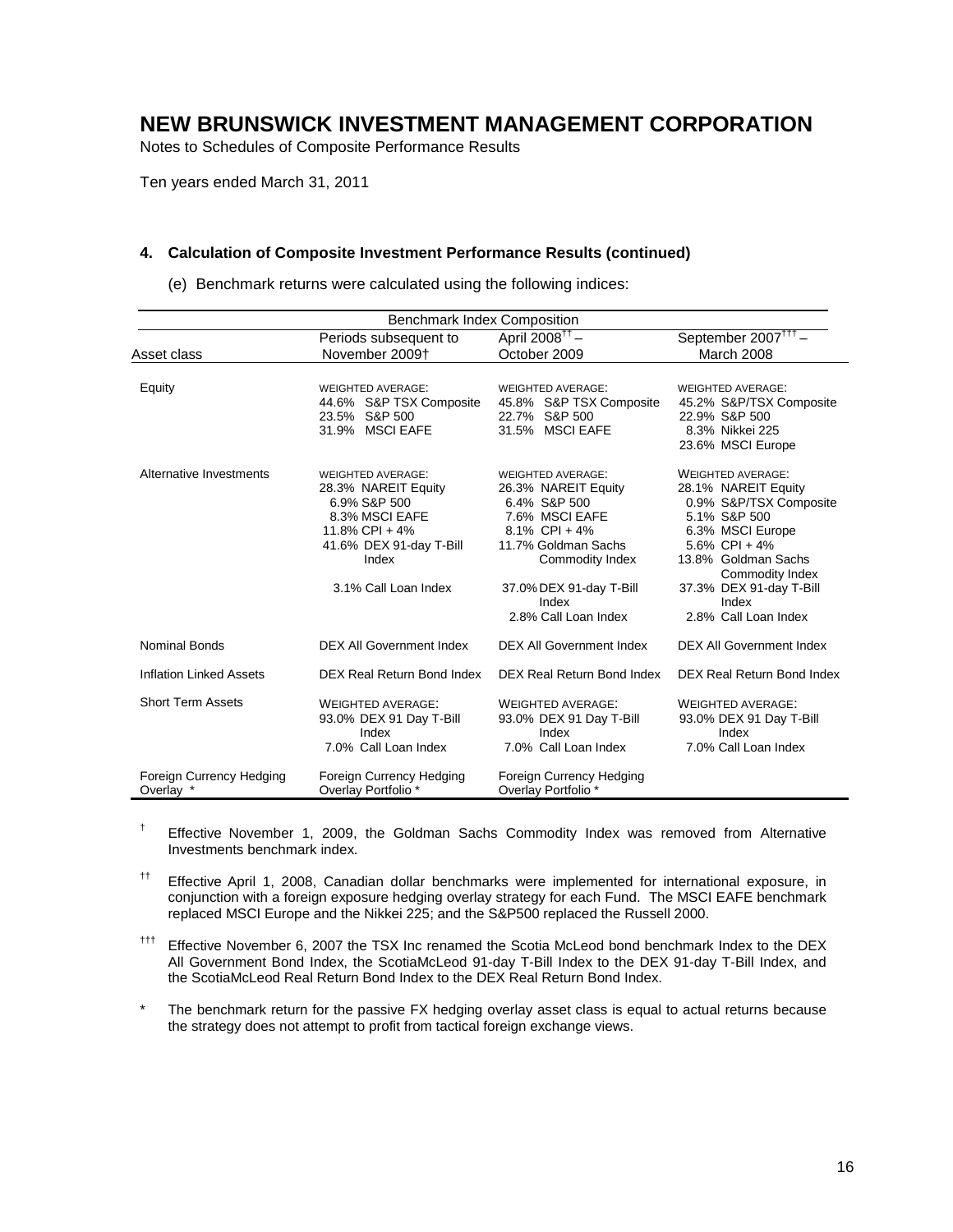# NEW BRUNSWICK INVESTMENT MANAGEMENT CORPORATION

Notes to Schedules of Composite Performance Results

Ten years ended March 31, 2011

### 4. Calculation of Composite Investment Performance Results (continued)

(e) Benchmark returns were calculated using the following indices:

| Benchmark Index Composition | | | |
|---|---|---|---|
| Asset class | Periods subsequent to November 2009† | April 2008†† – October 2009 | September 2007††† – March 2008 |
| Equity | WEIGHTED AVERAGE:<br>44.6% S&P TSX Composite<br>23.5% S&P 500<br>31.9% MSCI EAFE | WEIGHTED AVERAGE:<br>45.8% S&P TSX Composite<br>22.7% S&P 500<br>31.5% MSCI EAFE | WEIGHTED AVERAGE:<br>45.2% S&P/TSX Composite<br>22.9% S&P 500<br>8.3% Nikkei 225<br>23.6% MSCI Europe |
| Alternative Investments | WEIGHTED AVERAGE:<br>28.3% NAREIT Equity<br>6.9% S&P 500<br>8.3% MSCI EAFE<br>11.8% CPI + 4%<br>41.6% DEX 91-day T-Bill Index<br>3.1% Call Loan Index | WEIGHTED AVERAGE:<br>26.3% NAREIT Equity<br>6.4% S&P 500<br>7.6% MSCI EAFE<br>8.1% CPI + 4%<br>11.7% Goldman Sachs Commodity Index<br>37.0% DEX 91-day T-Bill Index<br>2.8% Call Loan Index | WEIGHTED AVERAGE:<br>28.1% NAREIT Equity<br>0.9% S&P/TSX Composite<br>5.1% S&P 500<br>6.3% MSCI Europe<br>5.6% CPI + 4%<br>13.8% Goldman Sachs Commodity Index<br>37.3% DEX 91-day T-Bill Index<br>2.8% Call Loan Index |
| Nominal Bonds | DEX All Government Index | DEX All Government Index | DEX All Government Index |
| Inflation Linked Assets | DEX Real Return Bond Index | DEX Real Return Bond Index | DEX Real Return Bond Index |
| Short Term Assets | WEIGHTED AVERAGE:<br>93.0% DEX 91 Day T-Bill Index<br>7.0% Call Loan Index | WEIGHTED AVERAGE:<br>93.0% DEX 91 Day T-Bill Index<br>7.0% Call Loan Index | WEIGHTED AVERAGE:<br>93.0% DEX 91 Day T-Bill Index<br>7.0% Call Loan Index |
| Foreign Currency Hedging Overlay * | Foreign Currency Hedging Overlay Portfolio * | Foreign Currency Hedging Overlay Portfolio * | |

† Effective November 1, 2009, the Goldman Sachs Commodity Index was removed from Alternative Investments benchmark index.

†† Effective April 1, 2008, Canadian dollar benchmarks were implemented for international exposure, in conjunction with a foreign exposure hedging overlay strategy for each Fund. The MSCI EAFE benchmark replaced MSCI Europe and the Nikkei 225; and the S&P500 replaced the Russell 2000.

††† Effective November 6, 2007 the TSX Inc renamed the Scotia McLeod bond benchmark Index to the DEX All Government Bond Index, the ScotiaMcLeod 91-day T-Bill Index to the DEX 91-day T-Bill Index, and the ScotiaMcLeod Real Return Bond Index to the DEX Real Return Bond Index.

\* The benchmark return for the passive FX hedging overlay asset class is equal to actual returns because the strategy does not attempt to profit from tactical foreign exchange views.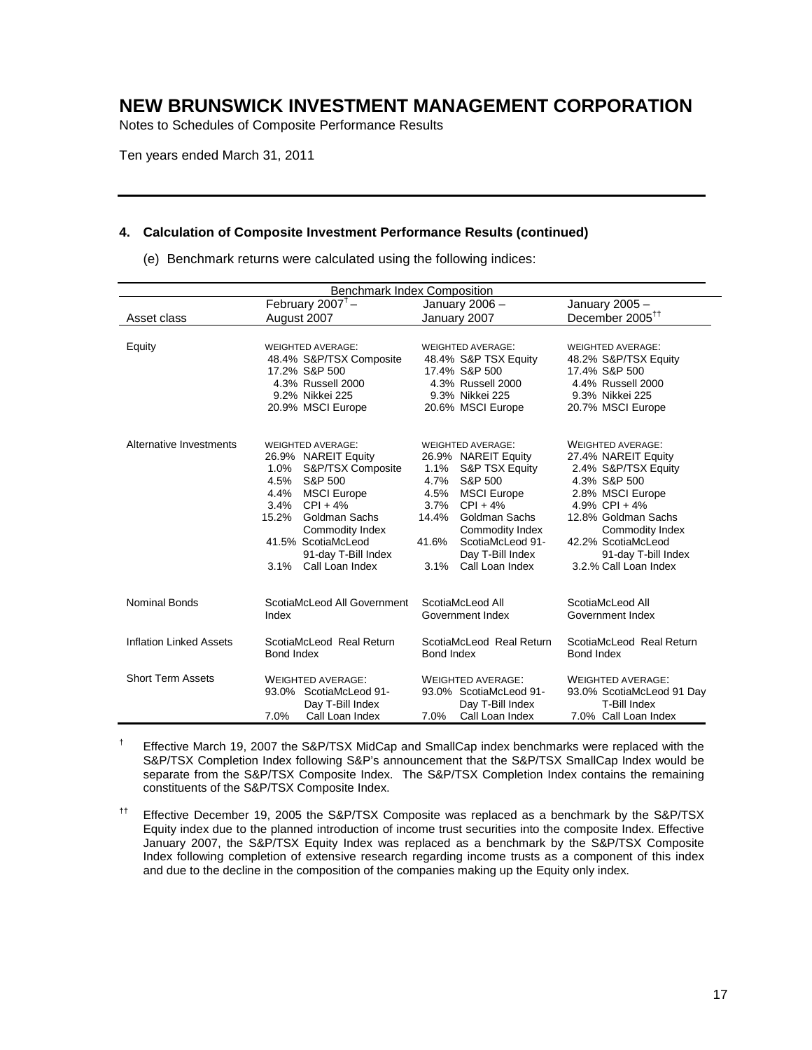# NEW BRUNSWICK INVESTMENT MANAGEMENT CORPORATION

Notes to Schedules of Composite Performance Results

Ten years ended March 31, 2011

**4. Calculation of Composite Investment Performance Results (continued)**

(e) Benchmark returns were calculated using the following indices:

| Benchmark Index Composition | | | |
|---|---|---|---|
| Asset class | February 2007[†] – August 2007 | January 2006 – January 2007 | January 2005 – December 2005[††] |
| Equity | WEIGHTED AVERAGE:<br>48.4% S&P/TSX Composite<br>17.2% S&P 500<br>4.3% Russell 2000<br>9.2% Nikkei 225<br>20.9% MSCI Europe | WEIGHTED AVERAGE:<br>48.4% S&P TSX Equity<br>17.4% S&P 500<br>4.3% Russell 2000<br>9.3% Nikkei 225<br>20.6% MSCI Europe | WEIGHTED AVERAGE:<br>48.2% S&P/TSX Equity<br>17.4% S&P 500<br>4.4% Russell 2000<br>9.3% Nikkei 225<br>20.7% MSCI Europe |
| Alternative Investments | WEIGHTED AVERAGE:<br>26.9% NAREIT Equity<br>1.0% S&P/TSX Composite<br>4.5% S&P 500<br>4.4% MSCI Europe<br>3.4% CPI + 4%<br>15.2% Goldman Sachs Commodity Index<br>41.5% ScotiaMcLeod 91-day T-Bill Index<br>3.1% Call Loan Index | WEIGHTED AVERAGE:<br>26.9% NAREIT Equity<br>1.1% S&P TSX Equity<br>4.7% S&P 500<br>4.5% MSCI Europe<br>3.7% CPI + 4%<br>14.4% Goldman Sachs Commodity Index<br>41.6% ScotiaMcLeod 91-Day T-Bill Index<br>3.1% Call Loan Index | WEIGHTED AVERAGE:<br>27.4% NAREIT Equity<br>2.4% S&P/TSX Equity<br>4.3% S&P 500<br>2.8% MSCI Europe<br>4.9% CPI + 4%<br>12.8% Goldman Sachs Commodity Index<br>42.2% ScotiaMcLeod 91-day T-bill Index<br>3.2.% Call Loan Index |
| Nominal Bonds | ScotiaMcLeod All Government Index | ScotiaMcLeod All Government Index | ScotiaMcLeod All Government Index |
| Inflation Linked Assets | ScotiaMcLeod Real Return Bond Index | ScotiaMcLeod Real Return Bond Index | ScotiaMcLeod Real Return Bond Index |
| Short Term Assets | WEIGHTED AVERAGE:<br>93.0% ScotiaMcLeod 91-Day T-Bill Index<br>7.0% Call Loan Index | WEIGHTED AVERAGE:<br>93.0% ScotiaMcLeod 91-Day T-Bill Index<br>7.0% Call Loan Index | WEIGHTED AVERAGE:<br>93.0% ScotiaMcLeod 91 Day T-Bill Index<br>7.0% Call Loan Index |

[†] Effective March 19, 2007 the S&P/TSX MidCap and SmallCap index benchmarks were replaced with the S&P/TSX Completion Index following S&P's announcement that the S&P/TSX SmallCap Index would be separate from the S&P/TSX Composite Index. The S&P/TSX Completion Index contains the remaining constituents of the S&P/TSX Composite Index.

[††] Effective December 19, 2005 the S&P/TSX Composite was replaced as a benchmark by the S&P/TSX Equity index due to the planned introduction of income trust securities into the composite Index. Effective January 2007, the S&P/TSX Equity Index was replaced as a benchmark by the S&P/TSX Composite Index following completion of extensive research regarding income trusts as a component of this index and due to the decline in the composition of the companies making up the Equity only index.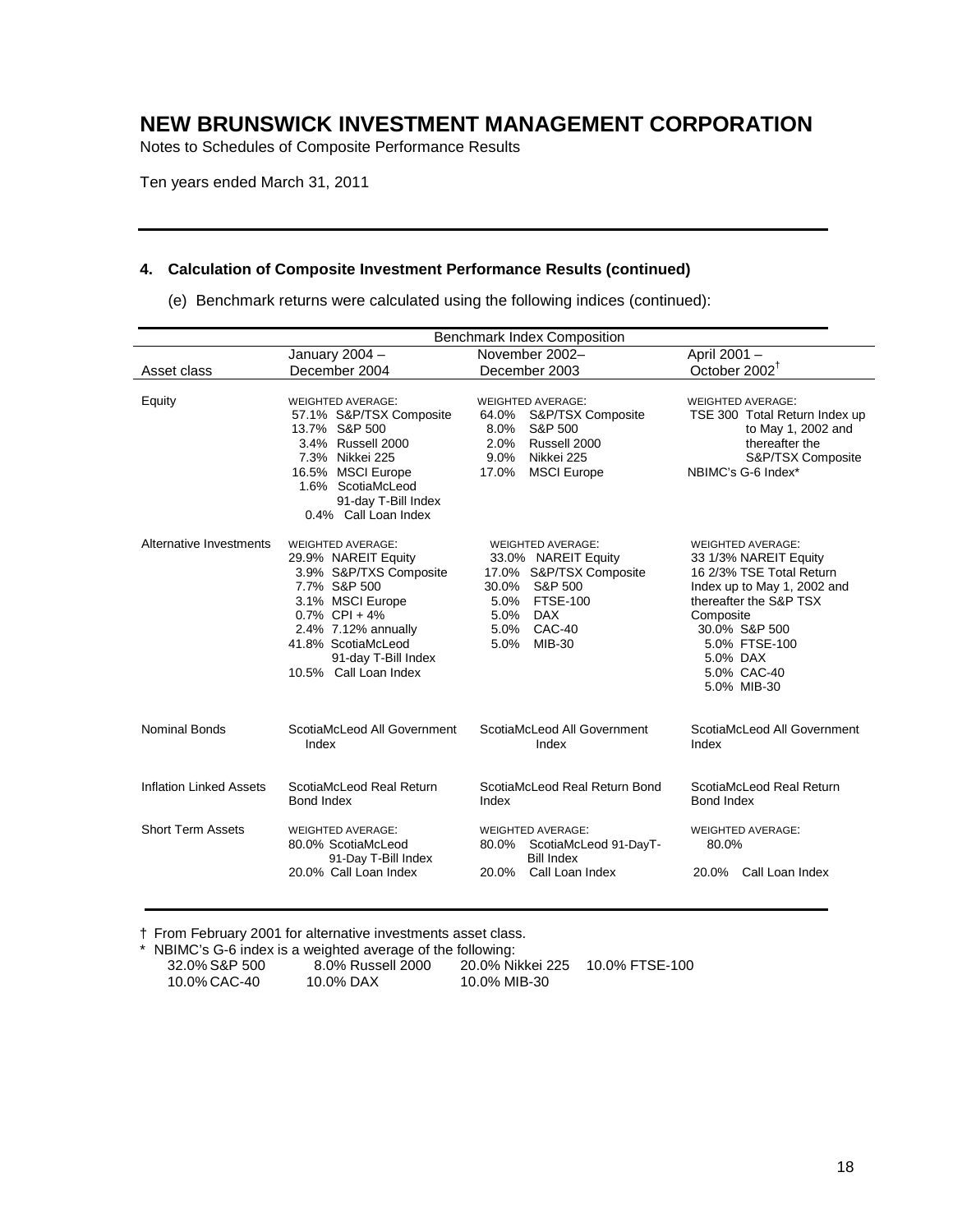# NEW BRUNSWICK INVESTMENT MANAGEMENT CORPORATION

Notes to Schedules of Composite Performance Results

Ten years ended March 31, 2011

---

## 4. Calculation of Composite Investment Performance Results (continued)

(e) Benchmark returns were calculated using the following indices (continued):

| | Benchmark Index Composition | | |
|---|---|---|---|
| Asset class | January 2004 – December 2004 | November 2002– December 2003 | April 2001 – October 2002† |
| Equity | WEIGHTED AVERAGE:<br>57.1% S&P/TSX Composite<br>13.7% S&P 500<br>3.4% Russell 2000<br>7.3% Nikkei 225<br>16.5% MSCI Europe<br>1.6% ScotiaMcLeod 91-day T-Bill Index<br>0.4% Call Loan Index | WEIGHTED AVERAGE:<br>64.0% S&P/TSX Composite<br>8.0% S&P 500<br>2.0% Russell 2000<br>9.0% Nikkei 225<br>17.0% MSCI Europe | WEIGHTED AVERAGE:<br>TSE 300 Total Return Index up to May 1, 2002 and thereafter the S&P/TSX Composite<br>NBIMC's G-6 Index* |
| Alternative Investments | WEIGHTED AVERAGE:<br>29.9% NAREIT Equity<br>3.9% S&P/TXS Composite<br>7.7% S&P 500<br>3.1% MSCI Europe<br>0.7% CPI + 4%<br>2.4% 7.12% annually<br>41.8% ScotiaMcLeod 91-day T-Bill Index<br>10.5% Call Loan Index | WEIGHTED AVERAGE:<br>33.0% NAREIT Equity<br>17.0% S&P/TSX Composite<br>30.0% S&P 500<br>5.0% FTSE-100<br>5.0% DAX<br>5.0% CAC-40<br>5.0% MIB-30 | WEIGHTED AVERAGE:<br>33 1/3% NAREIT Equity<br>16 2/3% TSE Total Return Index up to May 1, 2002 and thereafter the S&P TSX Composite<br>30.0% S&P 500<br>5.0% FTSE-100<br>5.0% DAX<br>5.0% CAC-40<br>5.0% MIB-30 |
| Nominal Bonds | ScotiaMcLeod All Government Index | ScotiaMcLeod All Government Index | ScotiaMcLeod All Government Index |
| Inflation Linked Assets | ScotiaMcLeod Real Return Bond Index | ScotiaMcLeod Real Return Bond Index | ScotiaMcLeod Real Return Bond Index |
| Short Term Assets | WEIGHTED AVERAGE:<br>80.0% ScotiaMcLeod 91-Day T-Bill Index<br>20.0% Call Loan Index | WEIGHTED AVERAGE:<br>80.0% ScotiaMcLeod 91-DayT-Bill Index<br>20.0% Call Loan Index | WEIGHTED AVERAGE:<br>80.0%<br>20.0% Call Loan Index |

---

† From February 2001 for alternative investments asset class.

\* NBIMC's G-6 index is a weighted average of the following:

| | | | |
|---|---|---|---|
| 32.0% S&P 500 | 8.0% Russell 2000 | 20.0% Nikkei 225 | 10.0% FTSE-100 |
| 10.0% CAC-40 | 10.0% DAX | 10.0% MIB-30 | |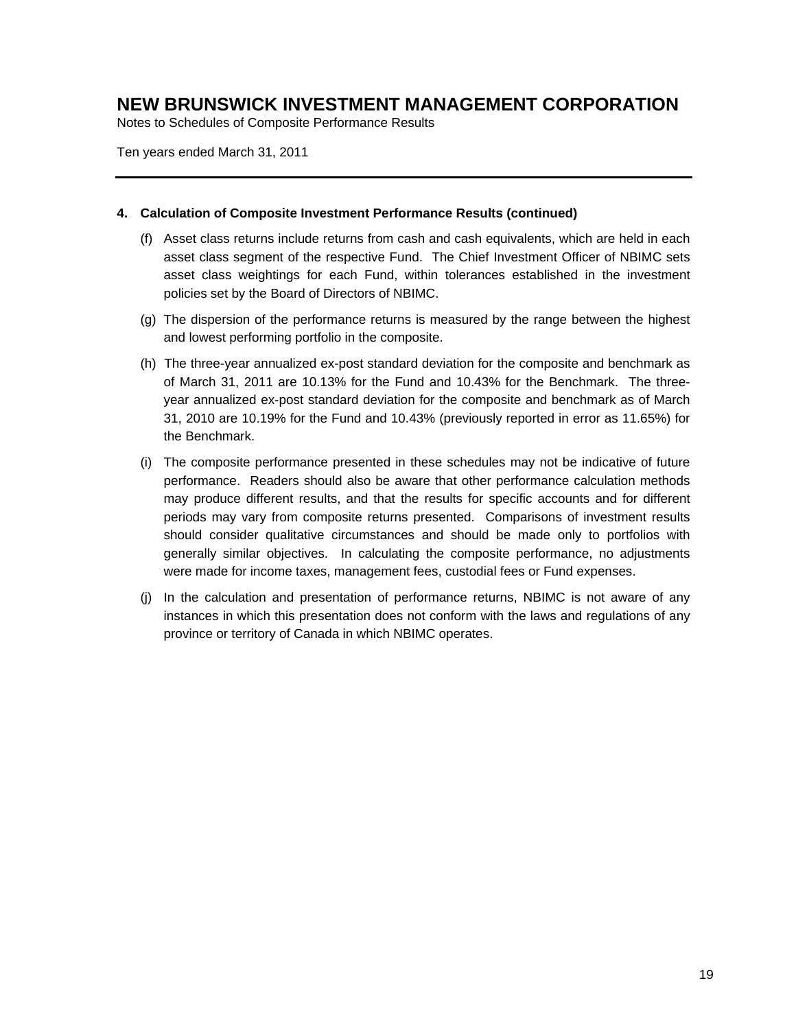# NEW BRUNSWICK INVESTMENT MANAGEMENT CORPORATION

Notes to Schedules of Composite Performance Results

Ten years ended March 31, 2011

---

**4. Calculation of Composite Investment Performance Results (continued)**

(f) Asset class returns include returns from cash and cash equivalents, which are held in each asset class segment of the respective Fund. The Chief Investment Officer of NBIMC sets asset class weightings for each Fund, within tolerances established in the investment policies set by the Board of Directors of NBIMC.

(g) The dispersion of the performance returns is measured by the range between the highest and lowest performing portfolio in the composite.

(h) The three-year annualized ex-post standard deviation for the composite and benchmark as of March 31, 2011 are 10.13% for the Fund and 10.43% for the Benchmark. The three-year annualized ex-post standard deviation for the composite and benchmark as of March 31, 2010 are 10.19% for the Fund and 10.43% (previously reported in error as 11.65%) for the Benchmark.

(i) The composite performance presented in these schedules may not be indicative of future performance. Readers should also be aware that other performance calculation methods may produce different results, and that the results for specific accounts and for different periods may vary from composite returns presented. Comparisons of investment results should consider qualitative circumstances and should be made only to portfolios with generally similar objectives. In calculating the composite performance, no adjustments were made for income taxes, management fees, custodial fees or Fund expenses.

(j) In the calculation and presentation of performance returns, NBIMC is not aware of any instances in which this presentation does not conform with the laws and regulations of any province or territory of Canada in which NBIMC operates.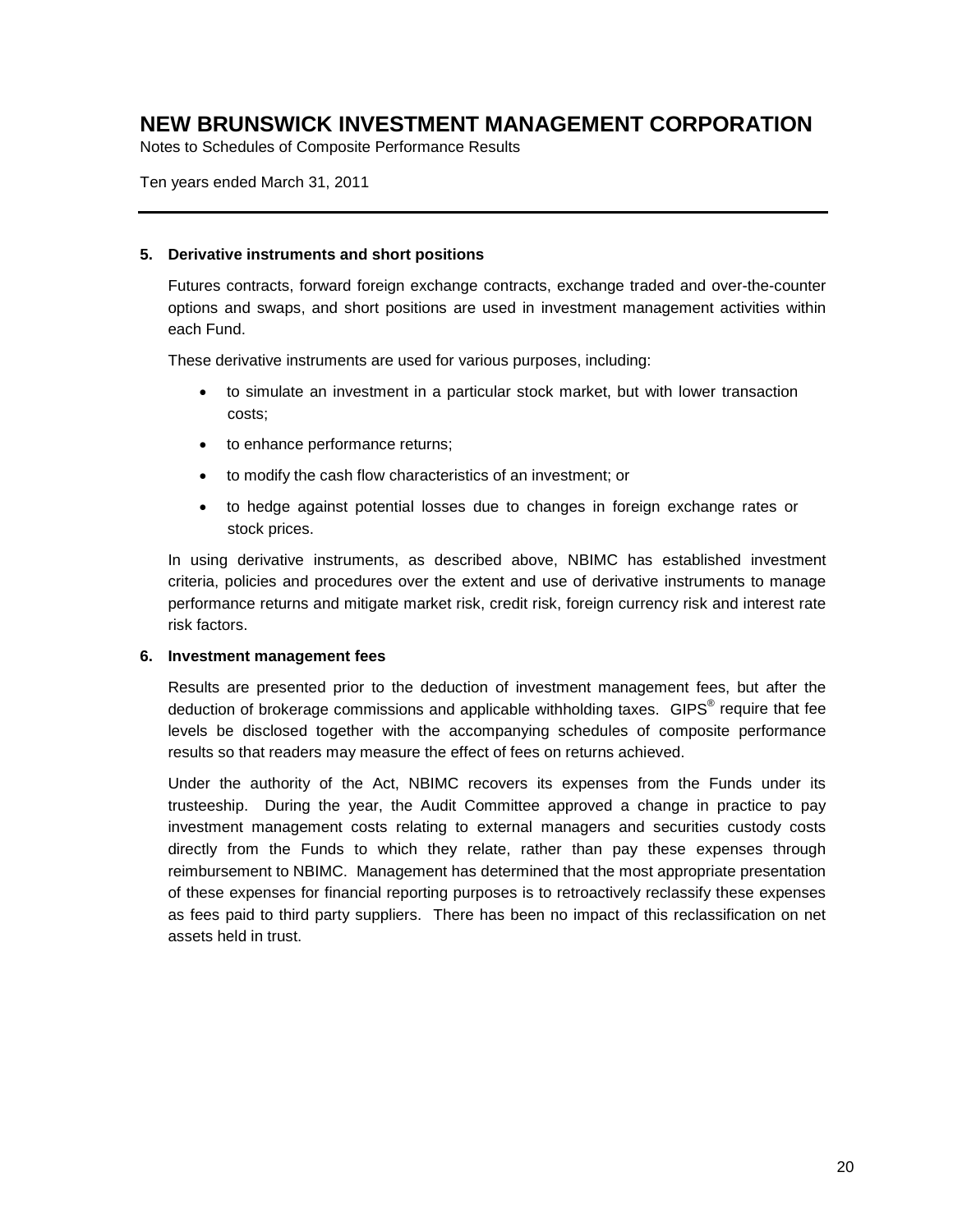**5. Derivative instruments and short positions**

Futures contracts, forward foreign exchange contracts, exchange traded and over-the-counter options and swaps, and short positions are used in investment management activities within each Fund.

These derivative instruments are used for various purposes, including:

- to simulate an investment in a particular stock market, but with lower transaction costs;
- to enhance performance returns;
- to modify the cash flow characteristics of an investment; or
- to hedge against potential losses due to changes in foreign exchange rates or stock prices.

In using derivative instruments, as described above, NBIMC has established investment criteria, policies and procedures over the extent and use of derivative instruments to manage performance returns and mitigate market risk, credit risk, foreign currency risk and interest rate risk factors.

**6. Investment management fees**

Results are presented prior to the deduction of investment management fees, but after the deduction of brokerage commissions and applicable withholding taxes. GIPS® require that fee levels be disclosed together with the accompanying schedules of composite performance results so that readers may measure the effect of fees on returns achieved.

Under the authority of the Act, NBIMC recovers its expenses from the Funds under its trusteeship. During the year, the Audit Committee approved a change in practice to pay investment management costs relating to external managers and securities custody costs directly from the Funds to which they relate, rather than pay these expenses through reimbursement to NBIMC. Management has determined that the most appropriate presentation of these expenses for financial reporting purposes is to retroactively reclassify these expenses as fees paid to third party suppliers. There has been no impact of this reclassification on net assets held in trust.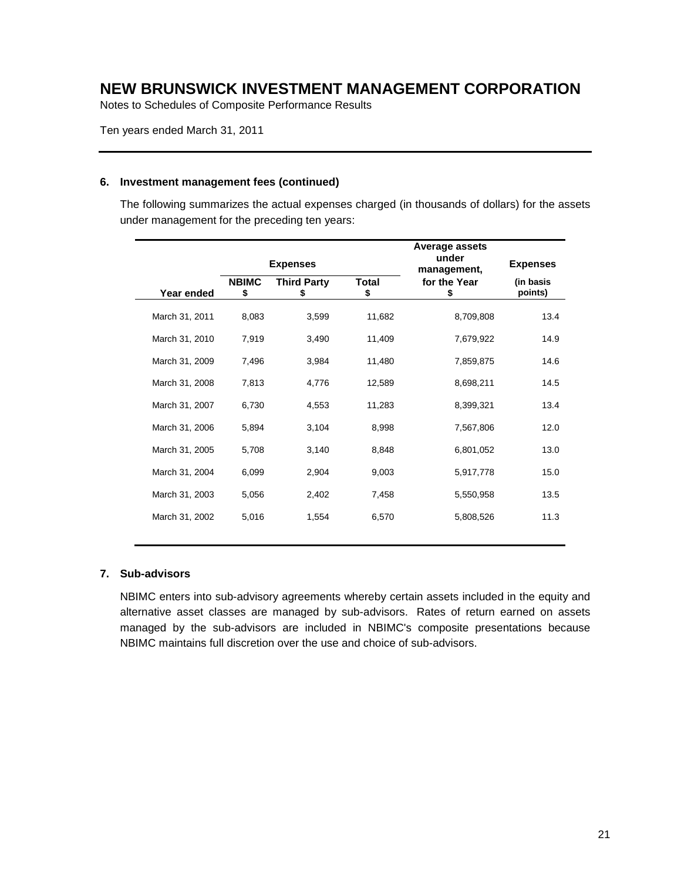# NEW BRUNSWICK INVESTMENT MANAGEMENT CORPORATION

Notes to Schedules of Composite Performance Results

Ten years ended March 31, 2011

### 6. Investment management fees (continued)

The following summarizes the actual expenses charged (in thousands of dollars) for the assets under management for the preceding ten years:

| | Expenses | | | Average assets under management, | Expenses |
|---|---|---|---|---|---|
| Year ended | NBIMC $ | Third Party $ | Total $ | for the Year $ | (in basis points) |
| March 31, 2011 | 8,083 | 3,599 | 11,682 | 8,709,808 | 13.4 |
| March 31, 2010 | 7,919 | 3,490 | 11,409 | 7,679,922 | 14.9 |
| March 31, 2009 | 7,496 | 3,984 | 11,480 | 7,859,875 | 14.6 |
| March 31, 2008 | 7,813 | 4,776 | 12,589 | 8,698,211 | 14.5 |
| March 31, 2007 | 6,730 | 4,553 | 11,283 | 8,399,321 | 13.4 |
| March 31, 2006 | 5,894 | 3,104 | 8,998 | 7,567,806 | 12.0 |
| March 31, 2005 | 5,708 | 3,140 | 8,848 | 6,801,052 | 13.0 |
| March 31, 2004 | 6,099 | 2,904 | 9,003 | 5,917,778 | 15.0 |
| March 31, 2003 | 5,056 | 2,402 | 7,458 | 5,550,958 | 13.5 |
| March 31, 2002 | 5,016 | 1,554 | 6,570 | 5,808,526 | 11.3 |

### 7. Sub-advisors

NBIMC enters into sub-advisory agreements whereby certain assets included in the equity and alternative asset classes are managed by sub-advisors. Rates of return earned on assets managed by the sub-advisors are included in NBIMC's composite presentations because NBIMC maintains full discretion over the use and choice of sub-advisors.